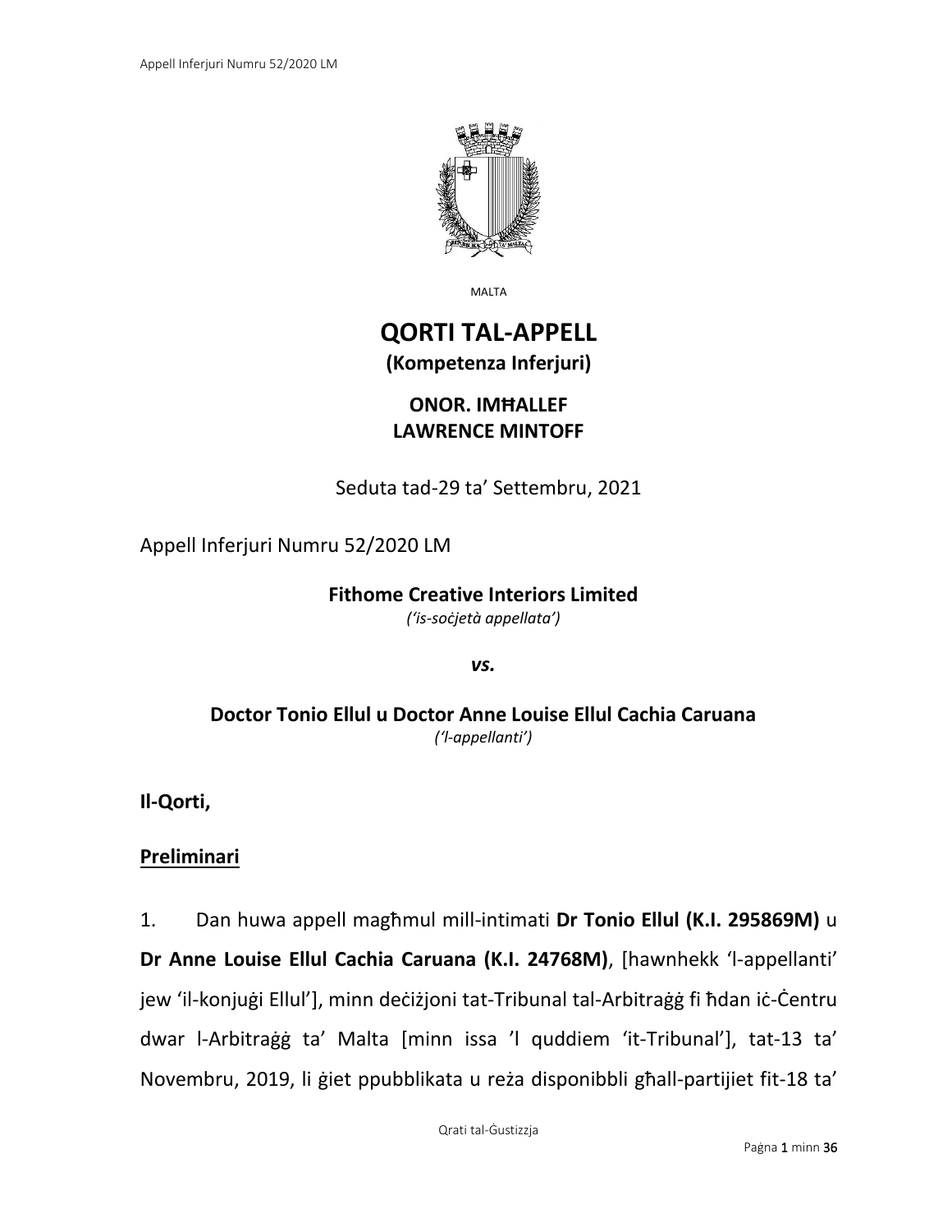MALTA

# QORTI TAL-APPELL

**(Kompetenza Inferjuri)**

**ONOR. IMĦALLEF**
**LAWRENCE MINTOFF**

Seduta tad-29 ta' Settembru, 2021

Appell Inferjuri Numru 52/2020 LM

**Fithome Creative Interiors Limited**
*('is-soċjetà appellata')*

***vs.***

**Doctor Tonio Ellul u Doctor Anne Louise Ellul Cachia Caruana**
*('l-appellanti')*

**Il-Qorti,**

**Preliminari**

1. Dan huwa appell magħmul mill-intimati **Dr Tonio Ellul (K.I. 295869M)** u **Dr Anne Louise Ellul Cachia Caruana (K.I. 24768M)**, [hawnhekk 'l-appellanti' jew 'il-konjuġi Ellul'], minn deċiżjoni tat-Tribunal tal-Arbitraġġ fi ħdan iċ-Ċentru dwar l-Arbitraġġ ta' Malta [minn issa 'l quddiem 'it-Tribunal'], tat-13 ta' Novembru, 2019, li ġiet ppubblikata u reża disponibbli għall-partijiet fit-18 ta'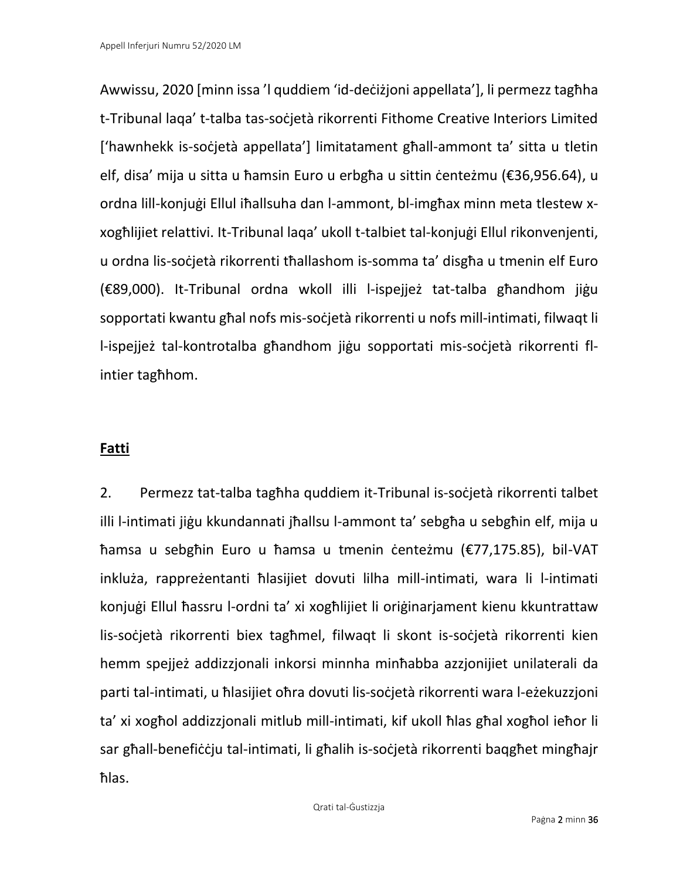Awwissu, 2020 [minn issa 'l quddiem 'id-deċiżjoni appellata'], li permezz tagħha t-Tribunal laqa' t-talba tas-soċjetà rikorrenti Fithome Creative Interiors Limited ['hawnhekk is-soċjetà appellata'] limitatament għall-ammont ta' sitta u tletin elf, disa' mija u sitta u ħamsin Euro u erbgħa u sittin ċenteżmu (€36,956.64), u ordna lill-konjuġi Ellul iħallsuha dan l-ammont, bl-imgħax minn meta tlestew x-xogħlijiet relattivi. It-Tribunal laqa' ukoll t-talbiet tal-konjuġi Ellul rikonvenjenti, u ordna lis-soċjetà rikorrenti tħallashom is-somma ta' disgħa u tmenin elf Euro (€89,000). It-Tribunal ordna wkoll illi l-ispejjeż tat-talba għandhom jiġu sopportati kwantu għal nofs mis-soċjetà rikorrenti u nofs mill-intimati, filwaqt li l-ispejjeż tal-kontrotalba għandhom jiġu sopportati mis-soċjetà rikorrenti fl-intier tagħhom.

## **Fatti**

2. Permezz tat-talba tagħha quddiem it-Tribunal is-soċjetà rikorrenti talbet illi l-intimati jiġu kkundannati jħallsu l-ammont ta' sebgħa u sebgħin elf, mija u ħamsa u sebgħin Euro u ħamsa u tmenin ċenteżmu (€77,175.85), bil-VAT inkluża, rappreżentanti ħlasijiet dovuti lilha mill-intimati, wara li l-intimati konjuġi Ellul ħassru l-ordni ta' xi xogħlijiet li oriġinarjament kienu kkuntrattaw lis-soċjetà rikorrenti biex tagħmel, filwaqt li skont is-soċjetà rikorrenti kien hemm spejjeż addizzjonali inkorsi minnha minħabba azzjonijiet unilaterali da parti tal-intimati, u ħlasijiet oħra dovuti lis-soċjetà rikorrenti wara l-eżekuzzjoni ta' xi xogħol addizzjonali mitlub mill-intimati, kif ukoll ħlas għal xogħol ieħor li sar għall-benefiċċju tal-intimati, li għalih is-soċjetà rikorrenti baqgħet mingħajr ħlas.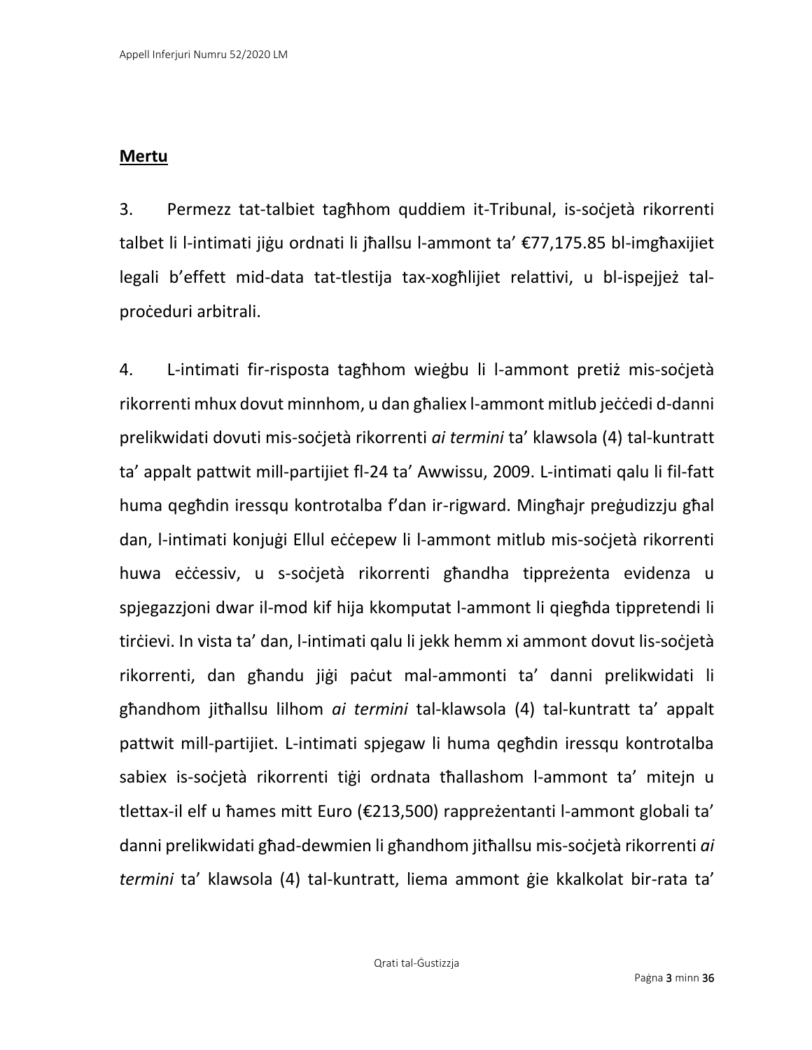**Mertu**

3. Permezz tat-talbiet tagħhom quddiem it-Tribunal, is-soċjetà rikorrenti talbet li l-intimati jiġu ordnati li jħallsu l-ammont ta' €77,175.85 bl-imgħaxijiet legali b'effett mid-data tat-tlestija tax-xogħlijiet relattivi, u bl-ispejjeż tal-proċeduri arbitrali.

4. L-intimati fir-risposta tagħhom wieġbu li l-ammont pretiż mis-soċjetà rikorrenti mhux dovut minnhom, u dan għaliex l-ammont mitlub jeċċedi d-danni prelikwidati dovuti mis-soċjetà rikorrenti *ai termini* ta' klawsola (4) tal-kuntratt ta' appalt pattwit mill-partijiet fl-24 ta' Awwissu, 2009. L-intimati qalu li fil-fatt huma qegħdin iressqu kontrotalba f'dan ir-rigward. Mingħajr preġudizzju għal dan, l-intimati konjuġi Ellul eċċepew li l-ammont mitlub mis-soċjetà rikorrenti huwa eċċessiv, u s-soċjetà rikorrenti għandha tippreżenta evidenza u spjegazzjoni dwar il-mod kif hija kkomputat l-ammont li qiegħda tippretendi li tirċievi. In vista ta' dan, l-intimati qalu li jekk hemm xi ammont dovut lis-soċjetà rikorrenti, dan għandu jiġi paċut mal-ammonti ta' danni prelikwidati li għandhom jitħallsu lilhom *ai termini* tal-klawsola (4) tal-kuntratt ta' appalt pattwit mill-partijiet. L-intimati spjegaw li huma qegħdin iressqu kontrotalba sabiex is-soċjetà rikorrenti tiġi ordnata tħallashom l-ammont ta' mitejn u tlettax-il elf u ħames mitt Euro (€213,500) rappreżentanti l-ammont globali ta' danni prelikwidati għad-dewmien li għandhom jitħallsu mis-soċjetà rikorrenti *ai termini* ta' klawsola (4) tal-kuntratt, liema ammont ġie kkalkolat bir-rata ta'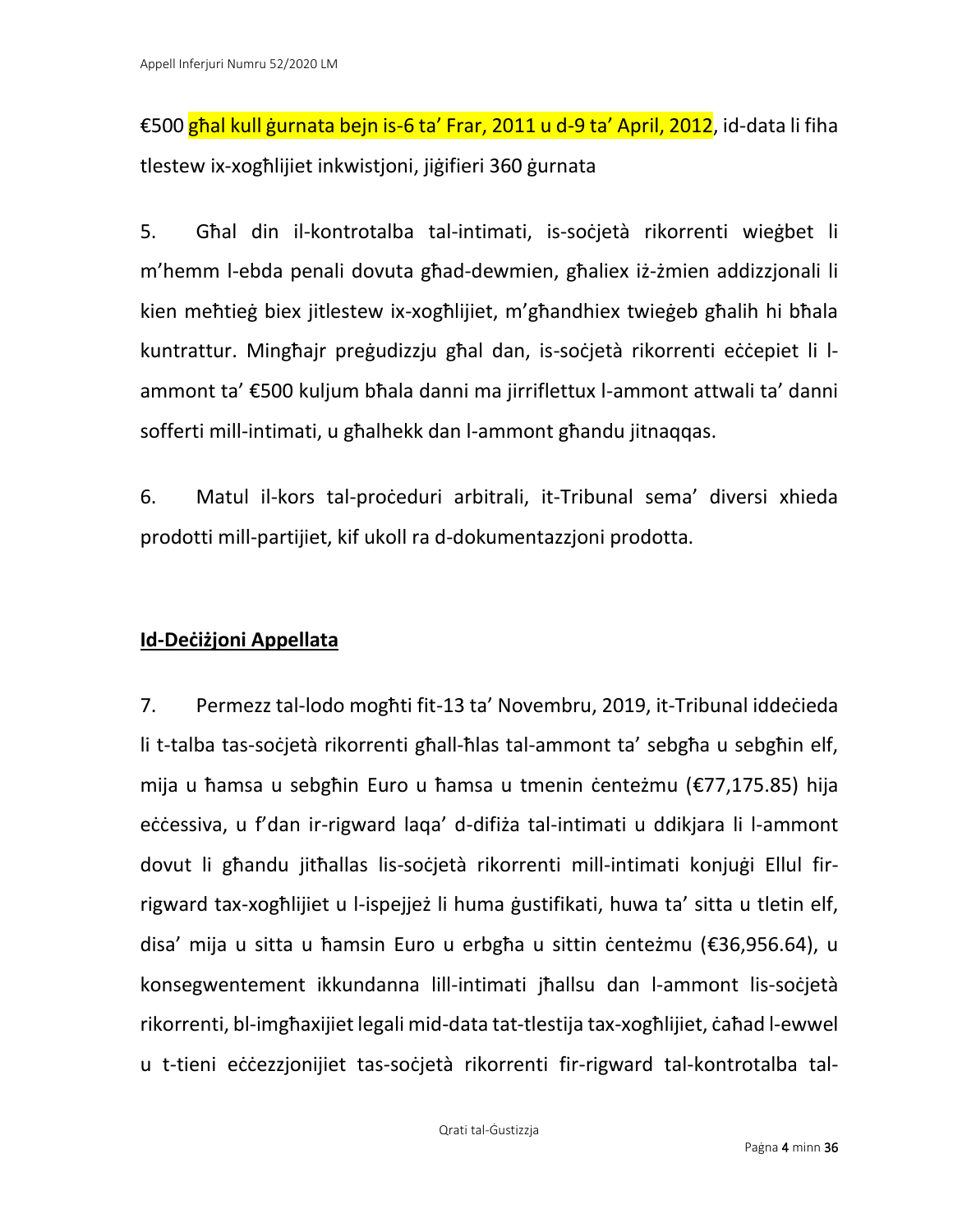€500 għal kull ġurnata bejn is-6 ta' Frar, 2011 u d-9 ta' April, 2012, id-data li fiha tlestew ix-xogħlijiet inkwistjoni, jiġifieri 360 ġurnata

5. Għal din il-kontrotalba tal-intimati, is-soċjetà rikorrenti wieġbet li m'hemm l-ebda penali dovuta għad-dewmien, għaliex iż-żmien addizzjonali li kien meħtieġ biex jitlestew ix-xogħlijiet, m'għandhiex twieġeb għalih hi bħala kuntrattur. Mingħajr preġudizzju għal dan, is-soċjetà rikorrenti eċċepiet li l-ammont ta' €500 kuljum bħala danni ma jirriflettux l-ammont attwali ta' danni sofferti mill-intimati, u għalhekk dan l-ammont għandu jitnaqqas.

6. Matul il-kors tal-proċeduri arbitrali, it-Tribunal sema' diversi xhieda prodotti mill-partijiet, kif ukoll ra d-dokumentazzjoni prodotta.

**Id-Deċiżjoni Appellata**

7. Permezz tal-lodo mogħti fit-13 ta' Novembru, 2019, it-Tribunal iddeċieda li t-talba tas-soċjetà rikorrenti għall-ħlas tal-ammont ta' sebgħa u sebgħin elf, mija u ħamsa u sebgħin Euro u ħamsa u tmenin ċenteżmu (€77,175.85) hija eċċessiva, u f'dan ir-rigward laqa' d-difiża tal-intimati u ddikjara li l-ammont dovut li għandu jitħallas lis-soċjetà rikorrenti mill-intimati konjuġi Ellul fir-rigward tax-xogħlijiet u l-ispejjeż li huma ġustifikati, huwa ta' sitta u tletin elf, disa' mija u sitta u ħamsin Euro u erbgħa u sittin ċenteżmu (€36,956.64), u konsegwentement ikkundanna lill-intimati jħallsu dan l-ammont lis-soċjetà rikorrenti, bl-imgħaxijiet legali mid-data tat-tlestija tax-xogħlijiet, ċaħad l-ewwel u t-tieni eċċezzjonijiet tas-soċjetà rikorrenti fir-rigward tal-kontrotalba tal-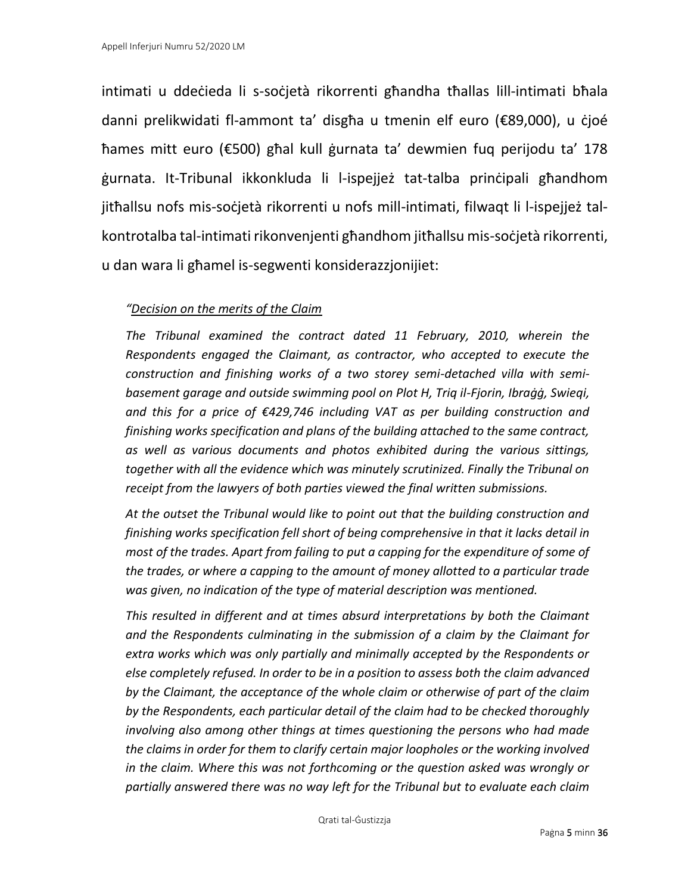intimati u ddeċieda li s-soċjetà rikorrenti għandha tħallas lill-intimati bħala danni prelikwidati fl-ammont ta' disgħa u tmenin elf euro (€89,000), u ċjoé ħames mitt euro (€500) għal kull ġurnata ta' dewmien fuq perijodu ta' 178 ġurnata. It-Tribunal ikkonkluda li l-ispejjeż tat-talba prinċipali għandhom jitħallsu nofs mis-soċjetà rikorrenti u nofs mill-intimati, filwaqt li l-ispejjeż tal-kontrotalba tal-intimati rikonvenjenti għandhom jitħallsu mis-soċjetà rikorrenti, u dan wara li għamel is-segwenti konsiderazzjonijiet:

*"<u>Decision on the merits of the Claim</u>*

*The Tribunal examined the contract dated 11 February, 2010, wherein the Respondents engaged the Claimant, as contractor, who accepted to execute the construction and finishing works of a two storey semi-detached villa with semi-basement garage and outside swimming pool on Plot H, Triq il-Fjorin, Ibraġġ, Swieqi, and this for a price of €429,746 including VAT as per building construction and finishing works specification and plans of the building attached to the same contract, as well as various documents and photos exhibited during the various sittings, together with all the evidence which was minutely scrutinized. Finally the Tribunal on receipt from the lawyers of both parties viewed the final written submissions.*

*At the outset the Tribunal would like to point out that the building construction and finishing works specification fell short of being comprehensive in that it lacks detail in most of the trades. Apart from failing to put a capping for the expenditure of some of the trades, or where a capping to the amount of money allotted to a particular trade was given, no indication of the type of material description was mentioned.*

*This resulted in different and at times absurd interpretations by both the Claimant and the Respondents culminating in the submission of a claim by the Claimant for extra works which was only partially and minimally accepted by the Respondents or else completely refused. In order to be in a position to assess both the claim advanced by the Claimant, the acceptance of the whole claim or otherwise of part of the claim by the Respondents, each particular detail of the claim had to be checked thoroughly involving also among other things at times questioning the persons who had made the claims in order for them to clarify certain major loopholes or the working involved in the claim. Where this was not forthcoming or the question asked was wrongly or partially answered there was no way left for the Tribunal but to evaluate each claim*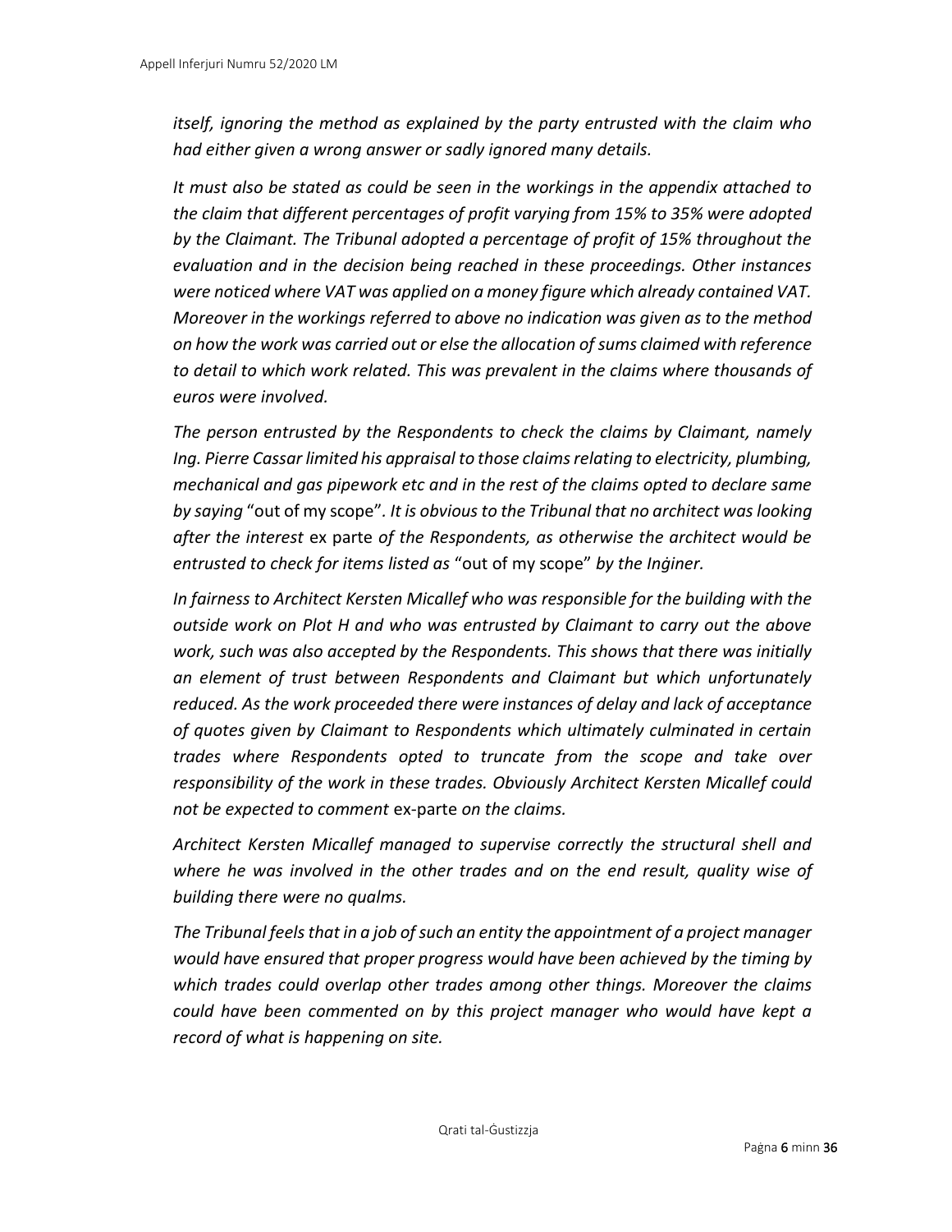*itself, ignoring the method as explained by the party entrusted with the claim who had either given a wrong answer or sadly ignored many details.*

*It must also be stated as could be seen in the workings in the appendix attached to the claim that different percentages of profit varying from 15% to 35% were adopted by the Claimant. The Tribunal adopted a percentage of profit of 15% throughout the evaluation and in the decision being reached in these proceedings. Other instances were noticed where VAT was applied on a money figure which already contained VAT. Moreover in the workings referred to above no indication was given as to the method on how the work was carried out or else the allocation of sums claimed with reference to detail to which work related. This was prevalent in the claims where thousands of euros were involved.*

*The person entrusted by the Respondents to check the claims by Claimant, namely Ing. Pierre Cassar limited his appraisal to those claims relating to electricity, plumbing, mechanical and gas pipework etc and in the rest of the claims opted to declare same by saying* "out of my scope"*. It is obvious to the Tribunal that no architect was looking after the interest* ex parte *of the Respondents, as otherwise the architect would be entrusted to check for items listed as* "out of my scope" *by the Inġiner.*

*In fairness to Architect Kersten Micallef who was responsible for the building with the outside work on Plot H and who was entrusted by Claimant to carry out the above work, such was also accepted by the Respondents. This shows that there was initially an element of trust between Respondents and Claimant but which unfortunately reduced. As the work proceeded there were instances of delay and lack of acceptance of quotes given by Claimant to Respondents which ultimately culminated in certain trades where Respondents opted to truncate from the scope and take over responsibility of the work in these trades. Obviously Architect Kersten Micallef could not be expected to comment* ex-parte *on the claims.*

*Architect Kersten Micallef managed to supervise correctly the structural shell and where he was involved in the other trades and on the end result, quality wise of building there were no qualms.*

*The Tribunal feels that in a job of such an entity the appointment of a project manager would have ensured that proper progress would have been achieved by the timing by which trades could overlap other trades among other things. Moreover the claims could have been commented on by this project manager who would have kept a record of what is happening on site.*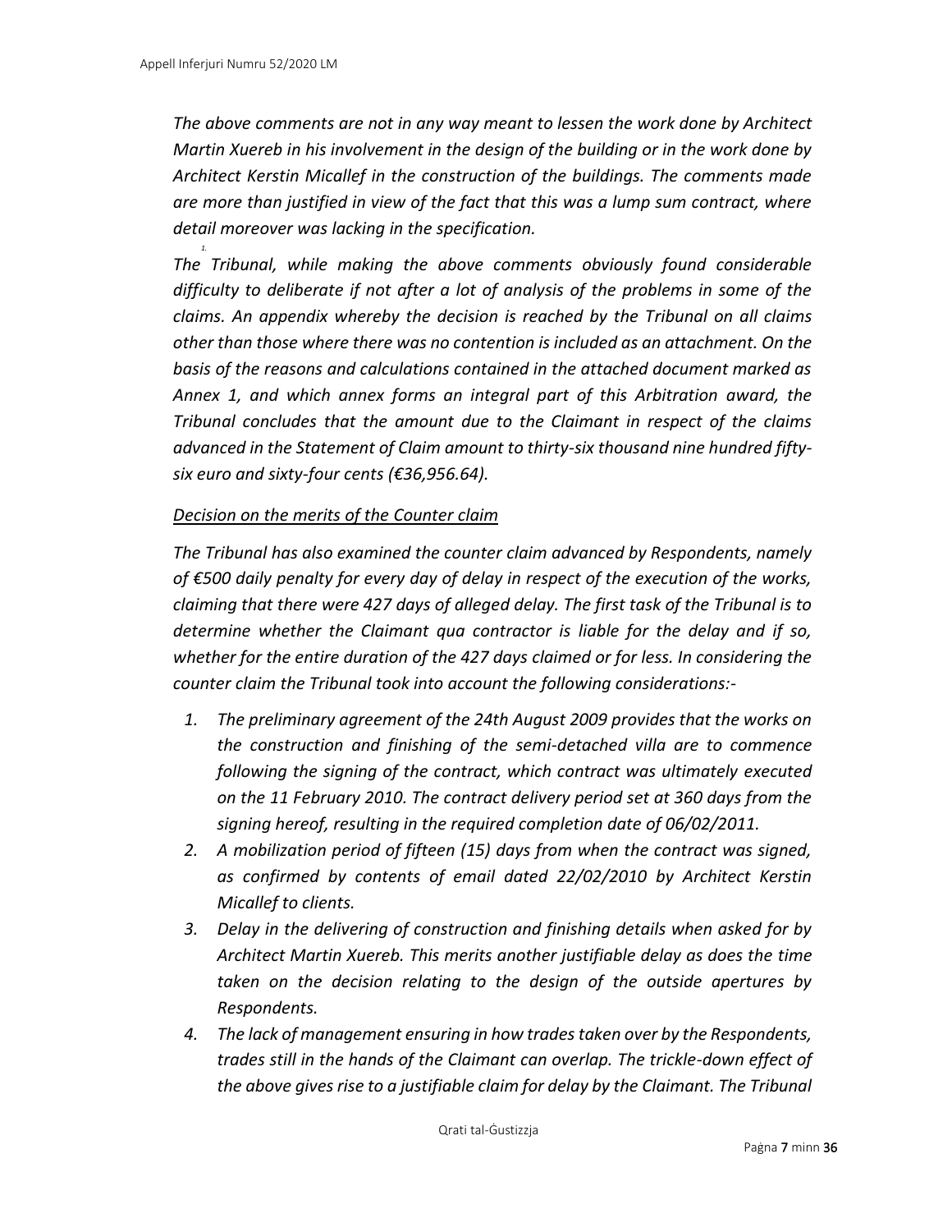*The above comments are not in any way meant to lessen the work done by Architect Martin Xuereb in his involvement in the design of the building or in the work done by Architect Kerstin Micallef in the construction of the buildings. The comments made are more than justified in view of the fact that this was a lump sum contract, where detail moreover was lacking in the specification.*

*The Tribunal, while making the above comments obviously found considerable difficulty to deliberate if not after a lot of analysis of the problems in some of the claims. An appendix whereby the decision is reached by the Tribunal on all claims other than those where there was no contention is included as an attachment. On the basis of the reasons and calculations contained in the attached document marked as Annex 1, and which annex forms an integral part of this Arbitration award, the Tribunal concludes that the amount due to the Claimant in respect of the claims advanced in the Statement of Claim amount to thirty-six thousand nine hundred fifty-six euro and sixty-four cents (€36,956.64).*

*<u>Decision on the merits of the Counter claim</u>*

*The Tribunal has also examined the counter claim advanced by Respondents, namely of €500 daily penalty for every day of delay in respect of the execution of the works, claiming that there were 427 days of alleged delay. The first task of the Tribunal is to determine whether the Claimant qua contractor is liable for the delay and if so, whether for the entire duration of the 427 days claimed or for less. In considering the counter claim the Tribunal took into account the following considerations:-*

1. *The preliminary agreement of the 24th August 2009 provides that the works on the construction and finishing of the semi-detached villa are to commence following the signing of the contract, which contract was ultimately executed on the 11 February 2010. The contract delivery period set at 360 days from the signing hereof, resulting in the required completion date of 06/02/2011.*
2. *A mobilization period of fifteen (15) days from when the contract was signed, as confirmed by contents of email dated 22/02/2010 by Architect Kerstin Micallef to clients.*
3. *Delay in the delivering of construction and finishing details when asked for by Architect Martin Xuereb. This merits another justifiable delay as does the time taken on the decision relating to the design of the outside apertures by Respondents.*
4. *The lack of management ensuring in how trades taken over by the Respondents, trades still in the hands of the Claimant can overlap. The trickle-down effect of the above gives rise to a justifiable claim for delay by the Claimant. The Tribunal*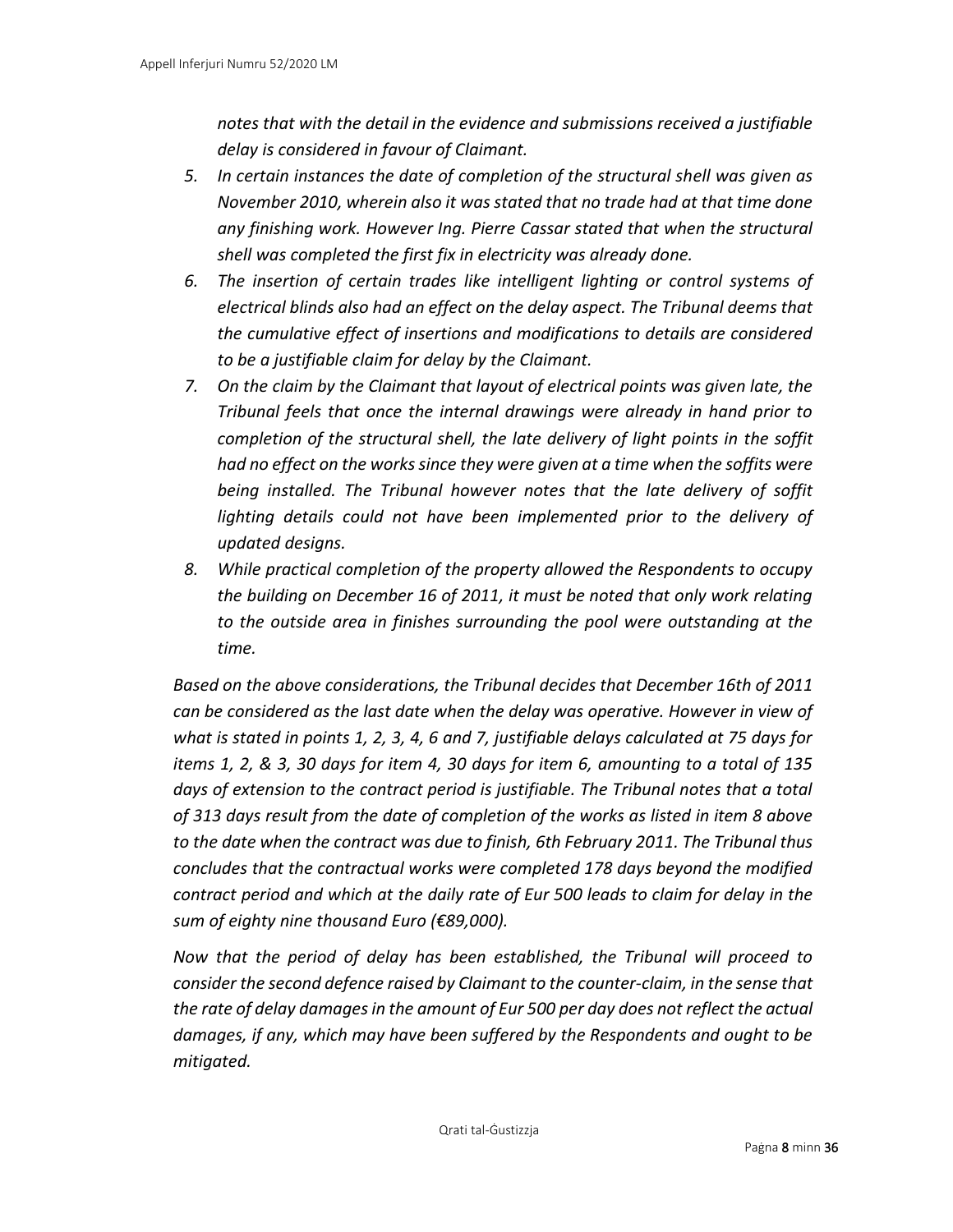*notes that with the detail in the evidence and submissions received a justifiable delay is considered in favour of Claimant.*

5. *In certain instances the date of completion of the structural shell was given as November 2010, wherein also it was stated that no trade had at that time done any finishing work. However Ing. Pierre Cassar stated that when the structural shell was completed the first fix in electricity was already done.*
6. *The insertion of certain trades like intelligent lighting or control systems of electrical blinds also had an effect on the delay aspect. The Tribunal deems that the cumulative effect of insertions and modifications to details are considered to be a justifiable claim for delay by the Claimant.*
7. *On the claim by the Claimant that layout of electrical points was given late, the Tribunal feels that once the internal drawings were already in hand prior to completion of the structural shell, the late delivery of light points in the soffit had no effect on the works since they were given at a time when the soffits were being installed. The Tribunal however notes that the late delivery of soffit lighting details could not have been implemented prior to the delivery of updated designs.*
8. *While practical completion of the property allowed the Respondents to occupy the building on December 16 of 2011, it must be noted that only work relating to the outside area in finishes surrounding the pool were outstanding at the time.*

*Based on the above considerations, the Tribunal decides that December 16th of 2011 can be considered as the last date when the delay was operative. However in view of what is stated in points 1, 2, 3, 4, 6 and 7, justifiable delays calculated at 75 days for items 1, 2, & 3, 30 days for item 4, 30 days for item 6, amounting to a total of 135 days of extension to the contract period is justifiable. The Tribunal notes that a total of 313 days result from the date of completion of the works as listed in item 8 above to the date when the contract was due to finish, 6th February 2011. The Tribunal thus concludes that the contractual works were completed 178 days beyond the modified contract period and which at the daily rate of Eur 500 leads to claim for delay in the sum of eighty nine thousand Euro (€89,000).*

*Now that the period of delay has been established, the Tribunal will proceed to consider the second defence raised by Claimant to the counter-claim, in the sense that the rate of delay damages in the amount of Eur 500 per day does not reflect the actual damages, if any, which may have been suffered by the Respondents and ought to be mitigated.*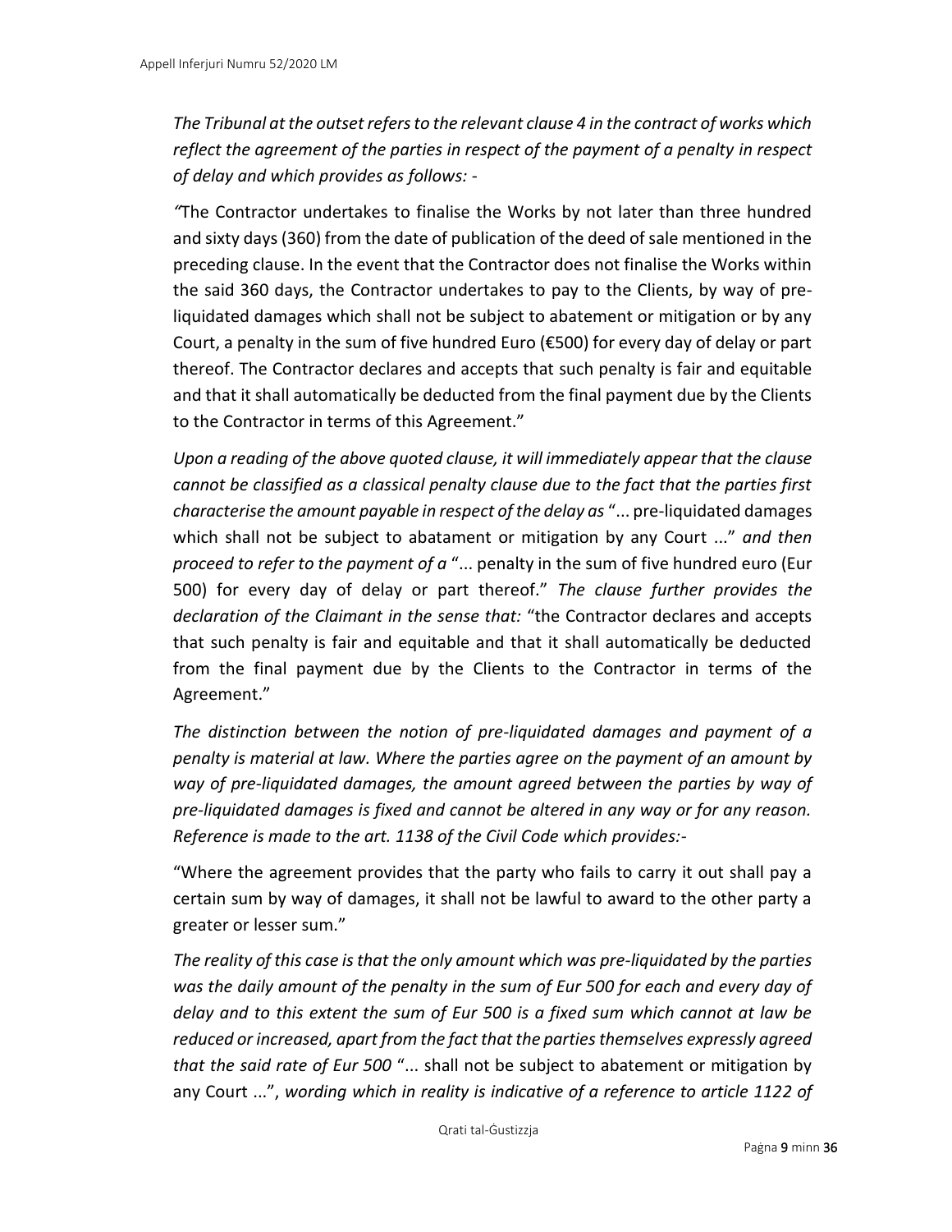*The Tribunal at the outset refers to the relevant clause 4 in the contract of works which reflect the agreement of the parties in respect of the payment of a penalty in respect of delay and which provides as follows: -*

*"*The Contractor undertakes to finalise the Works by not later than three hundred and sixty days (360) from the date of publication of the deed of sale mentioned in the preceding clause. In the event that the Contractor does not finalise the Works within the said 360 days, the Contractor undertakes to pay to the Clients, by way of pre-liquidated damages which shall not be subject to abatement or mitigation or by any Court, a penalty in the sum of five hundred Euro (€500) for every day of delay or part thereof. The Contractor declares and accepts that such penalty is fair and equitable and that it shall automatically be deducted from the final payment due by the Clients to the Contractor in terms of this Agreement."

*Upon a reading of the above quoted clause, it will immediately appear that the clause cannot be classified as a classical penalty clause due to the fact that the parties first characterise the amount payable in respect of the delay as* "... pre-liquidated damages which shall not be subject to abatament or mitigation by any Court ..." *and then proceed to refer to the payment of a* "... penalty in the sum of five hundred euro (Eur 500) for every day of delay or part thereof." *The clause further provides the declaration of the Claimant in the sense that:* "the Contractor declares and accepts that such penalty is fair and equitable and that it shall automatically be deducted from the final payment due by the Clients to the Contractor in terms of the Agreement."

*The distinction between the notion of pre-liquidated damages and payment of a penalty is material at law. Where the parties agree on the payment of an amount by way of pre-liquidated damages, the amount agreed between the parties by way of pre-liquidated damages is fixed and cannot be altered in any way or for any reason. Reference is made to the art. 1138 of the Civil Code which provides:-*

"Where the agreement provides that the party who fails to carry it out shall pay a certain sum by way of damages, it shall not be lawful to award to the other party a greater or lesser sum."

*The reality of this case is that the only amount which was pre-liquidated by the parties was the daily amount of the penalty in the sum of Eur 500 for each and every day of delay and to this extent the sum of Eur 500 is a fixed sum which cannot at law be reduced or increased, apart from the fact that the parties themselves expressly agreed that the said rate of Eur 500* "... shall not be subject to abatement or mitigation by any Court ...", *wording which in reality is indicative of a reference to article 1122 of*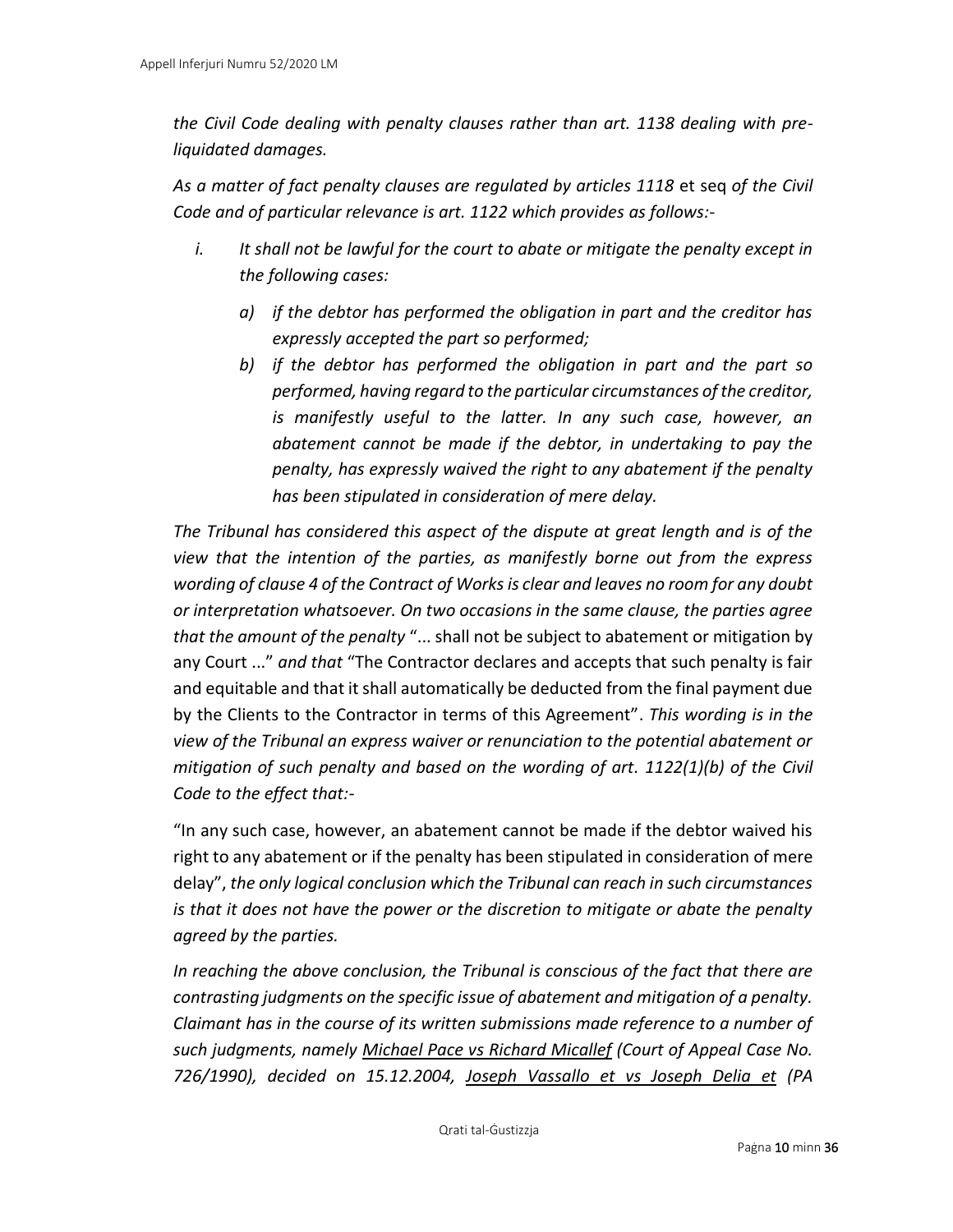*the Civil Code dealing with penalty clauses rather than art. 1138 dealing with pre-liquidated damages.*

*As a matter of fact penalty clauses are regulated by articles 1118* et seq *of the Civil Code and of particular relevance is art. 1122 which provides as follows:-*

i. *It shall not be lawful for the court to abate or mitigate the penalty except in the following cases:*

   a) *if the debtor has performed the obligation in part and the creditor has expressly accepted the part so performed;*

   b) *if the debtor has performed the obligation in part and the part so performed, having regard to the particular circumstances of the creditor, is manifestly useful to the latter. In any such case, however, an abatement cannot be made if the debtor, in undertaking to pay the penalty, has expressly waived the right to any abatement if the penalty has been stipulated in consideration of mere delay.*

*The Tribunal has considered this aspect of the dispute at great length and is of the view that the intention of the parties, as manifestly borne out from the express wording of clause 4 of the Contract of Works is clear and leaves no room for any doubt or interpretation whatsoever. On two occasions in the same clause, the parties agree that the amount of the penalty* "... shall not be subject to abatement or mitigation by any Court ..." *and that* "The Contractor declares and accepts that such penalty is fair and equitable and that it shall automatically be deducted from the final payment due by the Clients to the Contractor in terms of this Agreement". *This wording is in the view of the Tribunal an express waiver or renunciation to the potential abatement or mitigation of such penalty and based on the wording of art. 1122(1)(b) of the Civil Code to the effect that:-*

"In any such case, however, an abatement cannot be made if the debtor waived his right to any abatement or if the penalty has been stipulated in consideration of mere delay", *the only logical conclusion which the Tribunal can reach in such circumstances is that it does not have the power or the discretion to mitigate or abate the penalty agreed by the parties.*

*In reaching the above conclusion, the Tribunal is conscious of the fact that there are contrasting judgments on the specific issue of abatement and mitigation of a penalty. Claimant has in the course of its written submissions made reference to a number of such judgments, namely Michael Pace vs Richard Micallef (Court of Appeal Case No. 726/1990), decided on 15.12.2004, Joseph Vassallo et vs Joseph Delia et (PA*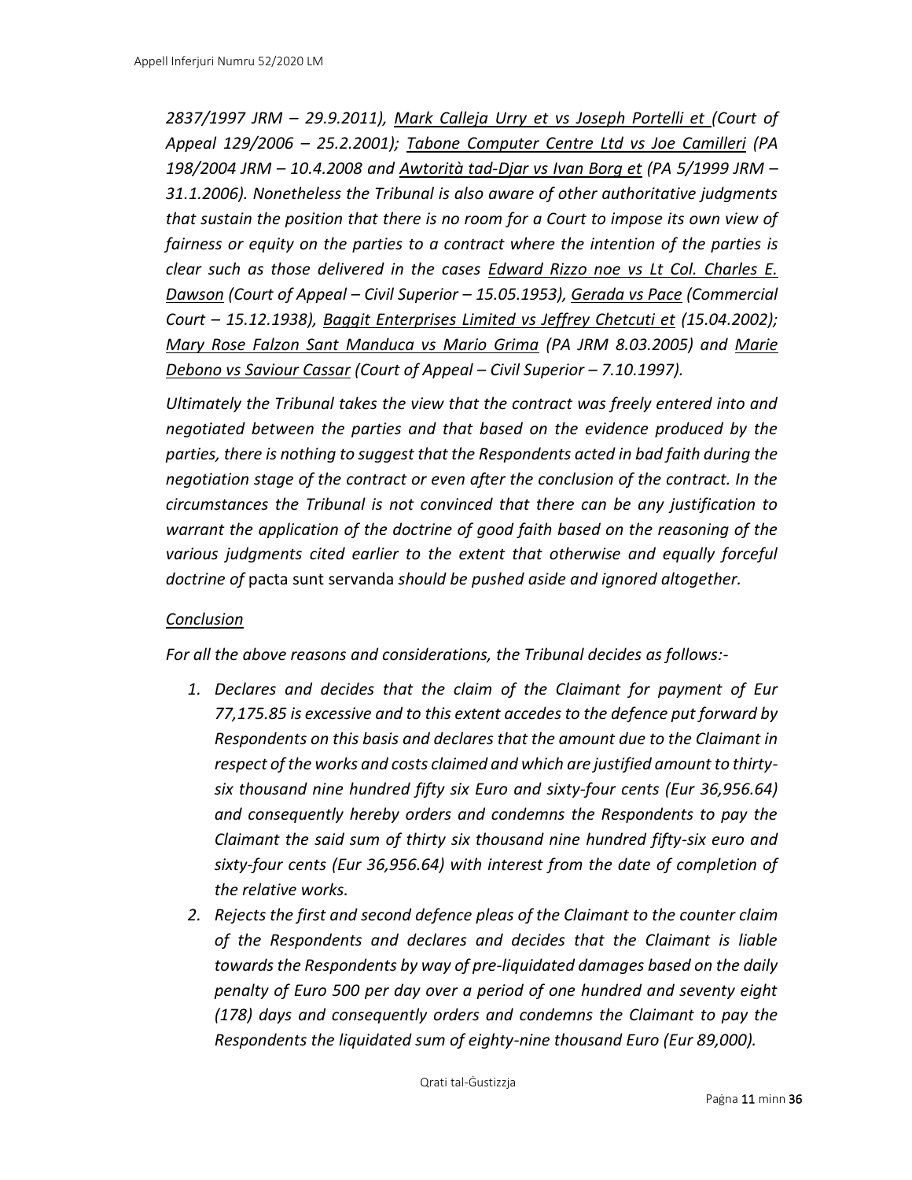*2837/1997 JRM – 29.9.2011), Mark Calleja Urry et vs Joseph Portelli et (Court of Appeal 129/2006 – 25.2.2001); Tabone Computer Centre Ltd vs Joe Camilleri (PA 198/2004 JRM – 10.4.2008 and Awtorità tad-Djar vs Ivan Borg et (PA 5/1999 JRM – 31.1.2006). Nonetheless the Tribunal is also aware of other authoritative judgments that sustain the position that there is no room for a Court to impose its own view of fairness or equity on the parties to a contract where the intention of the parties is clear such as those delivered in the cases Edward Rizzo noe vs Lt Col. Charles E. Dawson (Court of Appeal – Civil Superior – 15.05.1953), Gerada vs Pace (Commercial Court – 15.12.1938), Baggit Enterprises Limited vs Jeffrey Chetcuti et (15.04.2002); Mary Rose Falzon Sant Manduca vs Mario Grima (PA JRM 8.03.2005) and Marie Debono vs Saviour Cassar (Court of Appeal – Civil Superior – 7.10.1997).*

*Ultimately the Tribunal takes the view that the contract was freely entered into and negotiated between the parties and that based on the evidence produced by the parties, there is nothing to suggest that the Respondents acted in bad faith during the negotiation stage of the contract or even after the conclusion of the contract. In the circumstances the Tribunal is not convinced that there can be any justification to warrant the application of the doctrine of good faith based on the reasoning of the various judgments cited earlier to the extent that otherwise and equally forceful doctrine of* pacta sunt servanda *should be pushed aside and ignored altogether.*

*Conclusion*

*For all the above reasons and considerations, the Tribunal decides as follows:-*

1. *Declares and decides that the claim of the Claimant for payment of Eur 77,175.85 is excessive and to this extent accedes to the defence put forward by Respondents on this basis and declares that the amount due to the Claimant in respect of the works and costs claimed and which are justified amount to thirty-six thousand nine hundred fifty six Euro and sixty-four cents (Eur 36,956.64) and consequently hereby orders and condemns the Respondents to pay the Claimant the said sum of thirty six thousand nine hundred fifty-six euro and sixty-four cents (Eur 36,956.64) with interest from the date of completion of the relative works.*
2. *Rejects the first and second defence pleas of the Claimant to the counter claim of the Respondents and declares and decides that the Claimant is liable towards the Respondents by way of pre-liquidated damages based on the daily penalty of Euro 500 per day over a period of one hundred and seventy eight (178) days and consequently orders and condemns the Claimant to pay the Respondents the liquidated sum of eighty-nine thousand Euro (Eur 89,000).*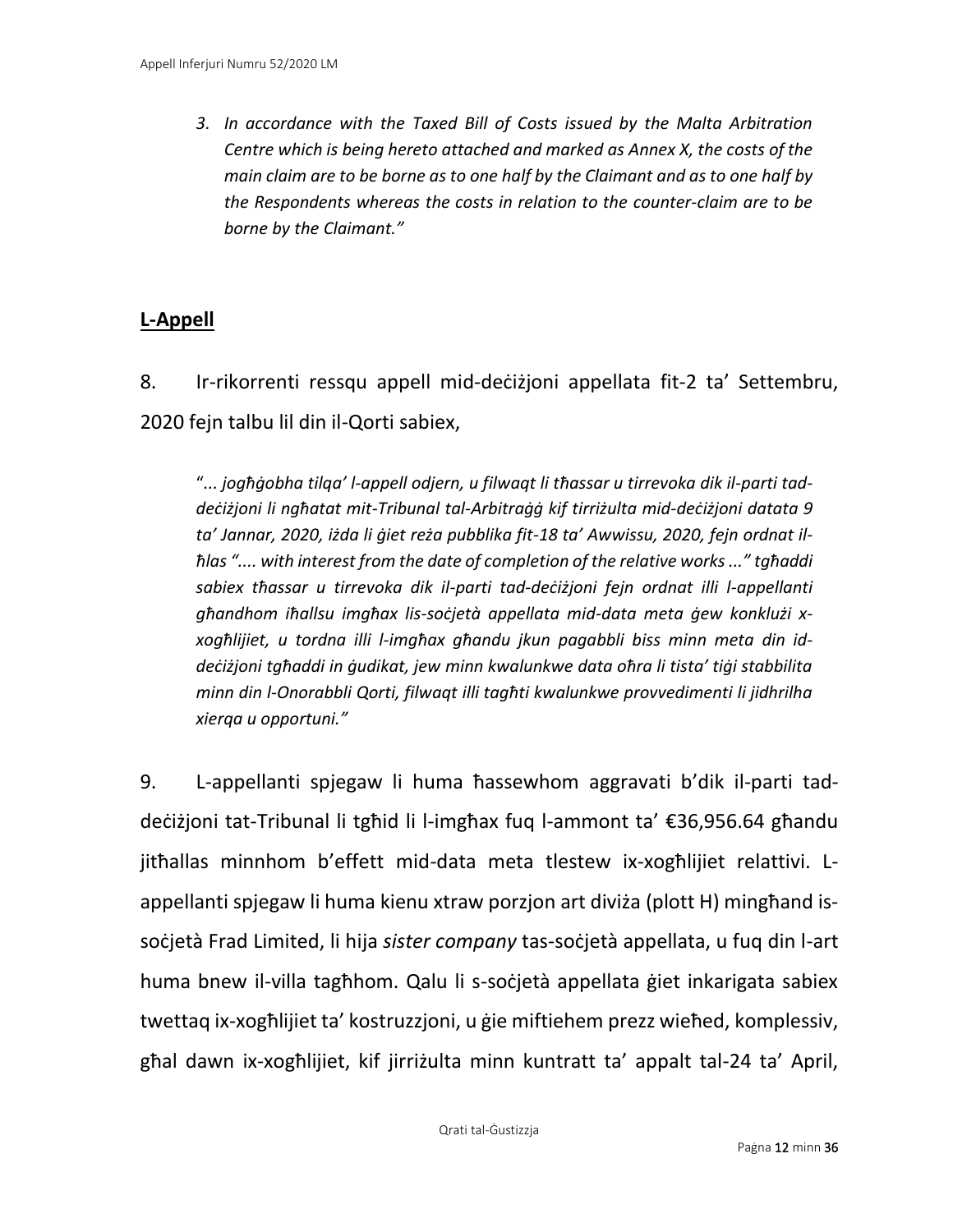*3. In accordance with the Taxed Bill of Costs issued by the Malta Arbitration Centre which is being hereto attached and marked as Annex X, the costs of the main claim are to be borne as to one half by the Claimant and as to one half by the Respondents whereas the costs in relation to the counter-claim are to be borne by the Claimant."*

## L-Appell

8. Ir-rikorrenti ressqu appell mid-deċiżjoni appellata fit-2 ta' Settembru, 2020 fejn talbu lil din il-Qorti sabiex,

"*... jogħġobha tilqa' l-appell odjern, u filwaqt li tħassar u tirrevoka dik il-parti tad-deċiżjoni li ngħatat mit-Tribunal tal-Arbitraġġ kif tirriżulta mid-deċiżjoni datata 9 ta' Jannar, 2020, iżda li ġiet reża pubblika fit-18 ta' Awwissu, 2020, fejn ordnat il-ħlas ".... with interest from the date of completion of the relative works ..." tgħaddi sabiex tħassar u tirrevoka dik il-parti tad-deċiżjoni fejn ordnat illi l-appellanti għandhom iħallsu imgħax lis-soċjetà appellata mid-data meta ġew konklużi x-xogħlijiet, u tordna illi l-imgħax għandu jkun pagabbli biss minn meta din id-deċiżjoni tgħaddi in ġudikat, jew minn kwalunkwe data oħra li tista' tiġi stabbilita minn din l-Onorabbli Qorti, filwaqt illi tagħti kwalunkwe provvedimenti li jidhrilha xierqa u opportuni.*"

9. L-appellanti spjegaw li huma ħassewhom aggravati b'dik il-parti tad-deċiżjoni tat-Tribunal li tgħid li l-imgħax fuq l-ammont ta' €36,956.64 għandu jitħallas minnhom b'effett mid-data meta tlestew ix-xogħlijiet relattivi. L-appellanti spjegaw li huma kienu xtraw porzjon art diviża (plott H) mingħand is-soċjetà Frad Limited, li hija *sister company* tas-soċjetà appellata, u fuq din l-art huma bnew il-villa tagħhom. Qalu li s-soċjetà appellata ġiet inkarigata sabiex twettaq ix-xogħlijiet ta' kostruzzjoni, u ġie miftiehem prezz wieħed, komplessiv, għal dawn ix-xogħlijiet, kif jirriżulta minn kuntratt ta' appalt tal-24 ta' April,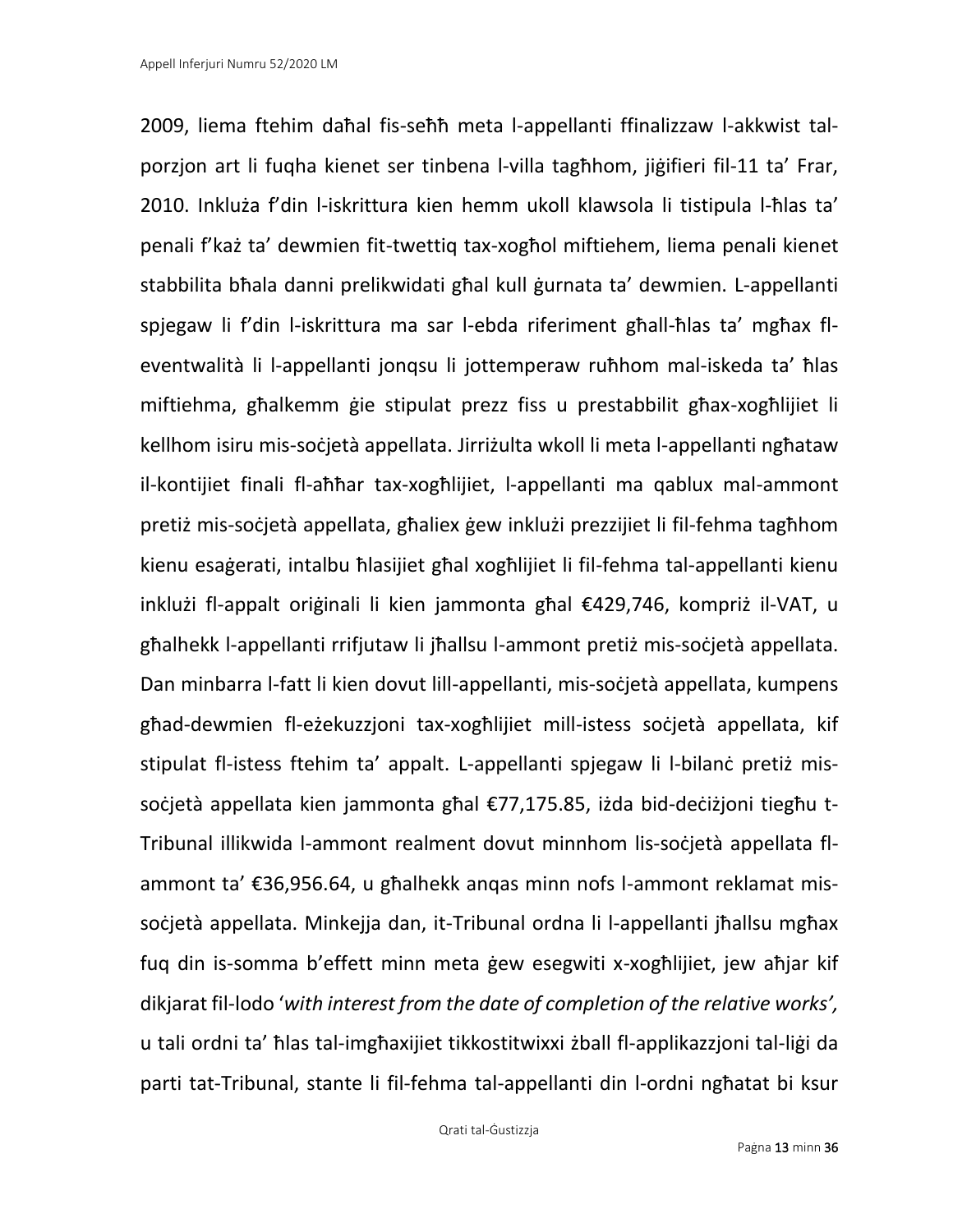2009, liema ftehim daħal fis-seħħ meta l-appellanti ffinalizzaw l-akkwist tal-porzjon art li fuqha kienet ser tinbena l-villa tagħhom, jiġifieri fil-11 ta' Frar, 2010. Inkluża f'din l-iskrittura kien hemm ukoll klawsola li tistipula l-ħlas ta' penali f'każ ta' dewmien fit-twettiq tax-xogħol miftiehem, liema penali kienet stabbilita bħala danni prelikwidati għal kull ġurnata ta' dewmien. L-appellanti spjegaw li f'din l-iskrittura ma sar l-ebda riferiment għall-ħlas ta' mgħax fl-eventwalità li l-appellanti jonqsu li jottemperaw ruħhom mal-iskeda ta' ħlas miftiehma, għalkemm ġie stipulat prezz fiss u prestabbilit għax-xogħlijiet li kellhom isiru mis-soċjetà appellata. Jirriżulta wkoll li meta l-appellanti ngħataw il-kontijiet finali fl-aħħar tax-xogħlijiet, l-appellanti ma qablux mal-ammont pretiż mis-soċjetà appellata, għaliex ġew inklużi prezzijiet li fil-fehma tagħhom kienu esaġerati, intalbu ħlasijiet għal xogħlijiet li fil-fehma tal-appellanti kienu inklużi fl-appalt oriġinali li kien jammonta għal €429,746, kompriż il-VAT, u għalhekk l-appellanti rrifjutaw li jħallsu l-ammont pretiż mis-soċjetà appellata. Dan minbarra l-fatt li kien dovut lill-appellanti, mis-soċjetà appellata, kumpens għad-dewmien fl-eżekuzzjoni tax-xogħlijiet mill-istess soċjetà appellata, kif stipulat fl-istess ftehim ta' appalt. L-appellanti spjegaw li l-bilanċ pretiż mis-soċjetà appellata kien jammonta għal €77,175.85, iżda bid-deċiżjoni tiegħu t-Tribunal illikwida l-ammont realment dovut minnhom lis-soċjetà appellata fl-ammont ta' €36,956.64, u għalhekk anqas minn nofs l-ammont reklamat mis-soċjetà appellata. Minkejja dan, it-Tribunal ordna li l-appellanti jħallsu mgħax fuq din is-somma b'effett minn meta ġew esegwiti x-xogħlijiet, jew aħjar kif dikjarat fil-lodo '*with interest from the date of completion of the relative works',* u tali ordni ta' ħlas tal-imgħaxijiet tikkostitwixxi żball fl-applikazzjoni tal-liġi da parti tat-Tribunal, stante li fil-fehma tal-appellanti din l-ordni ngħatat bi ksur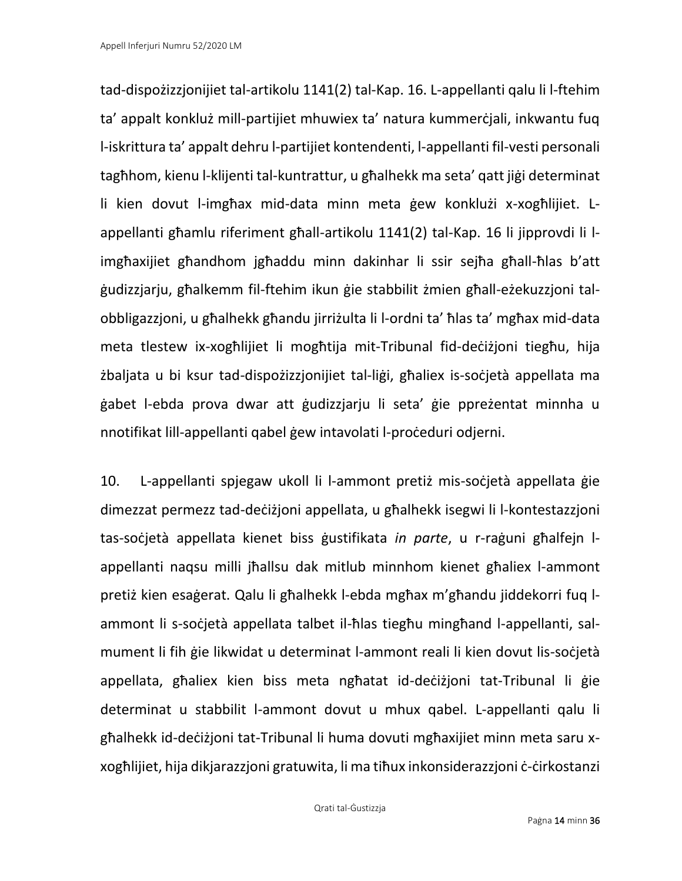tad-dispożizzjonijiet tal-artikolu 1141(2) tal-Kap. 16. L-appellanti qalu li l-ftehim ta' appalt konkluż mill-partijiet mhuwiex ta' natura kummerċjali, inkwantu fuq l-iskrittura ta' appalt dehru l-partijiet kontendenti, l-appellanti fil-vesti personali tagħhom, kienu l-klijenti tal-kuntrattur, u għalhekk ma seta' qatt jiġi determinat li kien dovut l-imgħax mid-data minn meta ġew konklużi x-xogħlijiet. L-appellanti għamlu riferiment għall-artikolu 1141(2) tal-Kap. 16 li jipprovdi li l-imgħaxijiet għandhom jgħaddu minn dakinhar li ssir sejħa għall-ħlas b'att ġudizzjarju, għalkemm fil-ftehim ikun ġie stabbilit żmien għall-eżekuzzjoni tal-obbligazzjoni, u għalhekk għandu jirriżulta li l-ordni ta' ħlas ta' mgħax mid-data meta tlestew ix-xogħlijiet li mogħtija mit-Tribunal fid-deċiżjoni tiegħu, hija żbaljata u bi ksur tad-dispożizzjonijiet tal-liġi, għaliex is-soċjetà appellata ma ġabet l-ebda prova dwar att ġudizzjarju li seta' ġie ppreżentat minnha u nnotifikat lill-appellanti qabel ġew intavolati l-proċeduri odjerni.

10. L-appellanti spjegaw ukoll li l-ammont pretiż mis-soċjetà appellata ġie dimezzat permezz tad-deċiżjoni appellata, u għalhekk isegwi li l-kontestazzjoni tas-soċjetà appellata kienet biss ġustifikata *in parte*, u r-raġuni għalfejn l-appellanti naqsu milli jħallsu dak mitlub minnhom kienet għaliex l-ammont pretiż kien esaġerat. Qalu li għalhekk l-ebda mgħax m'għandu jiddekorri fuq l-ammont li s-soċjetà appellata talbet il-ħlas tiegħu mingħand l-appellanti, sal-mument li fih ġie likwidat u determinat l-ammont reali li kien dovut lis-soċjetà appellata, għaliex kien biss meta ngħatat id-deċiżjoni tat-Tribunal li ġie determinat u stabbilit l-ammont dovut u mhux qabel. L-appellanti qalu li għalhekk id-deċiżjoni tat-Tribunal li huma dovuti mgħaxijiet minn meta saru x-xogħlijiet, hija dikjarazzjoni gratuwita, li ma tiħux inkonsiderazzjoni ċ-ċirkostanzi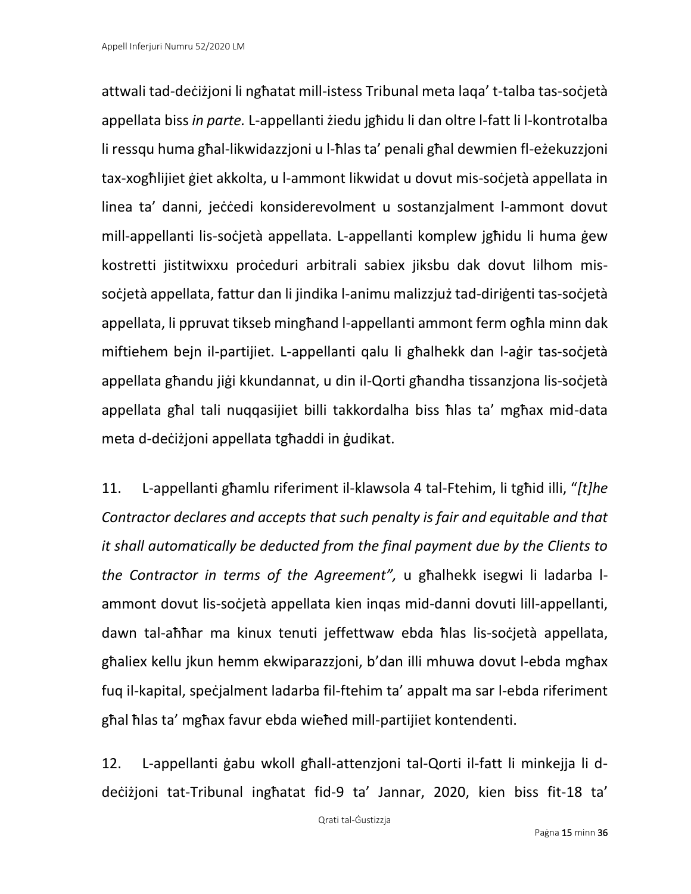attwali tad-deċiżjoni li ngħatat mill-istess Tribunal meta laqa' t-talba tas-soċjetà appellata biss *in parte.* L-appellanti żiedu jgħidu li dan oltre l-fatt li l-kontrotalba li ressqu huma għal-likwidazzjoni u l-ħlas ta' penali għal dewmien fl-eżekuzzjoni tax-xogħlijiet ġiet akkolta, u l-ammont likwidat u dovut mis-soċjetà appellata in linea ta' danni, jeċċedi konsiderevolment u sostanzjalment l-ammont dovut mill-appellanti lis-soċjetà appellata. L-appellanti komplew jgħidu li huma ġew kostretti jistitwixxu proċeduri arbitrali sabiex jiksbu dak dovut lilhom mis-soċjetà appellata, fattur dan li jindika l-animu malizzjuż tad-diriġenti tas-soċjetà appellata, li ppruvat tikseb mingħand l-appellanti ammont ferm ogħla minn dak miftiehem bejn il-partijiet. L-appellanti qalu li għalhekk dan l-aġir tas-soċjetà appellata għandu jiġi kkundannat, u din il-Qorti għandha tissanzjona lis-soċjetà appellata għal tali nuqqasijiet billi takkordalha biss ħlas ta' mgħax mid-data meta d-deċiżjoni appellata tgħaddi in ġudikat.

11. L-appellanti għamlu riferiment il-klawsola 4 tal-Ftehim, li tgħid illi, "*[t]he Contractor declares and accepts that such penalty is fair and equitable and that it shall automatically be deducted from the final payment due by the Clients to the Contractor in terms of the Agreement",* u għalhekk isegwi li ladarba l-ammont dovut lis-soċjetà appellata kien inqas mid-danni dovuti lill-appellanti, dawn tal-aħħar ma kinux tenuti jeffettwaw ebda ħlas lis-soċjetà appellata, għaliex kellu jkun hemm ekwiparazzjoni, b'dan illi mhuwa dovut l-ebda mgħax fuq il-kapital, speċjalment ladarba fil-ftehim ta' appalt ma sar l-ebda riferiment għal ħlas ta' mgħax favur ebda wieħed mill-partijiet kontendenti.

12. L-appellanti ġabu wkoll għall-attenzjoni tal-Qorti il-fatt li minkejja li d-deċiżjoni tat-Tribunal ingħatat fid-9 ta' Jannar, 2020, kien biss fit-18 ta'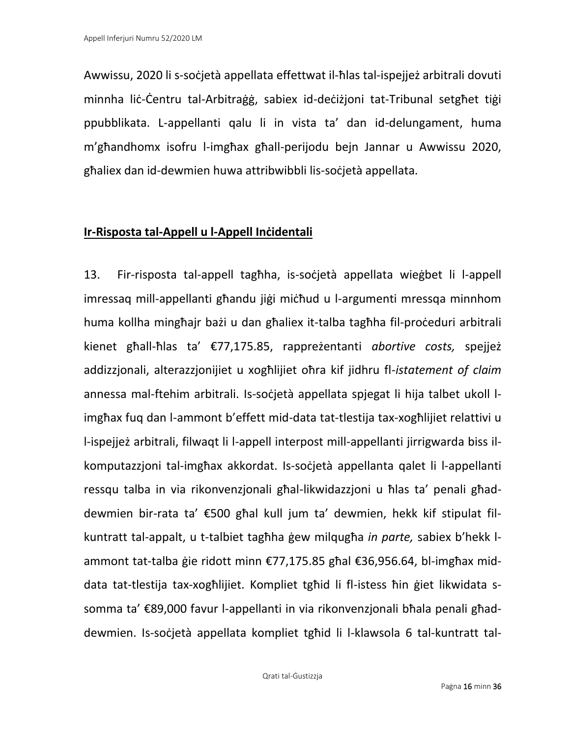Awwissu, 2020 li s-soċjetà appellata effettwat il-ħlas tal-ispejjeż arbitrali dovuti minnha liċ-Ċentru tal-Arbitraġġ, sabiex id-deċiżjoni tat-Tribunal setgħet tiġi ppubblikata. L-appellanti qalu li in vista ta' dan id-delungament, huma m'għandhomx isofru l-imgħax għall-perijodu bejn Jannar u Awwissu 2020, għaliex dan id-dewmien huwa attribwibbli lis-soċjetà appellata.

## Ir-Risposta tal-Appell u l-Appell Inċidentali

13. Fir-risposta tal-appell tagħha, is-soċjetà appellata wieġbet li l-appell imressaq mill-appellanti għandu jiġi miċħud u l-argumenti mressqa minnhom huma kollha mingħajr bażi u dan għaliex it-talba tagħha fil-proċeduri arbitrali kienet għall-ħlas ta' €77,175.85, rappreżentanti *abortive costs,* spejjeż addizzjonali, alterazzjonijiet u xogħlijiet oħra kif jidhru fl-*istatement of claim* annessa mal-ftehim arbitrali. Is-soċjetà appellata spjegat li hija talbet ukoll l-imgħax fuq dan l-ammont b'effett mid-data tat-tlestija tax-xogħlijiet relattivi u l-ispejjeż arbitrali, filwaqt li l-appell interpost mill-appellanti jirrigwarda biss il-komputazzjoni tal-imgħax akkordat. Is-soċjetà appellanta qalet li l-appellanti ressqu talba in via rikonvenzjonali għal-likwidazzjoni u ħlas ta' penali għad-dewmien bir-rata ta' €500 għal kull jum ta' dewmien, hekk kif stipulat fil-kuntratt tal-appalt, u t-talbiet tagħha ġew milqugħa *in parte,* sabiex b'hekk l-ammont tat-talba ġie ridott minn €77,175.85 għal €36,956.64, bl-imgħax mid-data tat-tlestija tax-xogħlijiet. Kompliet tgħid li fl-istess ħin ġiet likwidata s-somma ta' €89,000 favur l-appellanti in via rikonvenzjonali bħala penali għad-dewmien. Is-soċjetà appellata kompliet tgħid li l-klawsola 6 tal-kuntratt tal-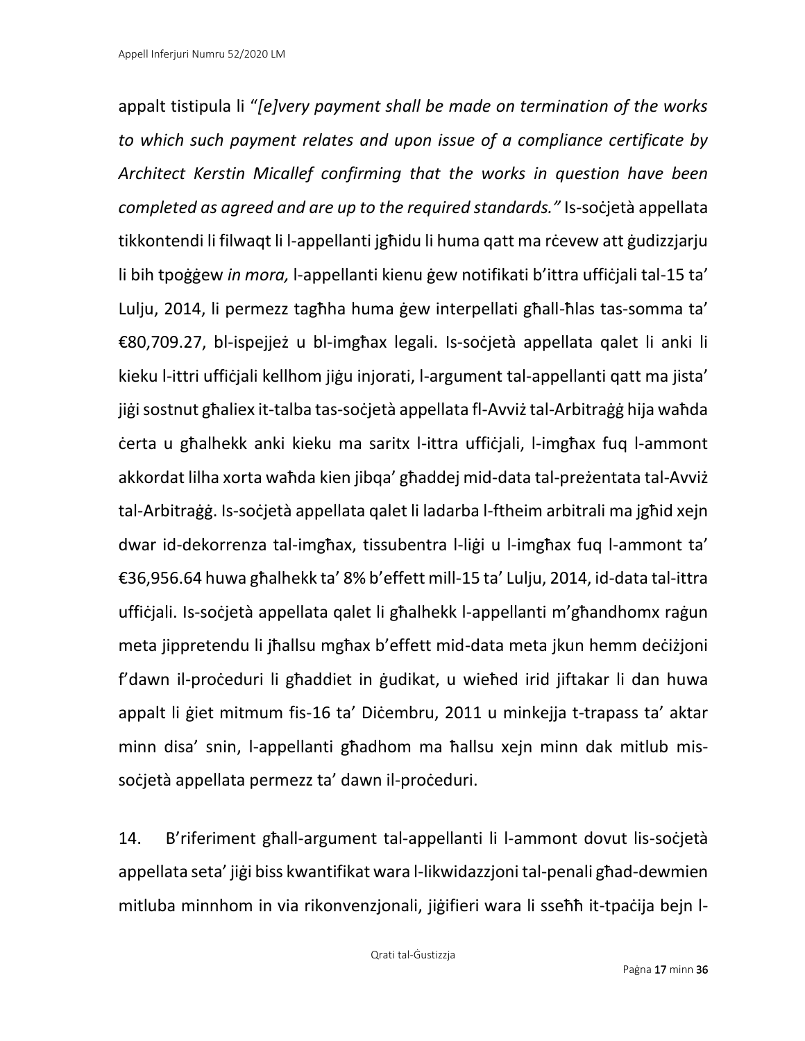appalt tistipula li "*[e]very payment shall be made on termination of the works to which such payment relates and upon issue of a compliance certificate by Architect Kerstin Micallef confirming that the works in question have been completed as agreed and are up to the required standards."* Is-soċjetà appellata tikkontendi li filwaqt li l-appellanti jgħidu li huma qatt ma rċevew att ġudizzjarju li bih tpoġġew *in mora,* l-appellanti kienu ġew notifikati b'ittra uffiċjali tal-15 ta' Lulju, 2014, li permezz tagħha huma ġew interpellati għall-ħlas tas-somma ta' €80,709.27, bl-ispejjeż u bl-imgħax legali. Is-soċjetà appellata qalet li anki li kieku l-ittri uffiċjali kellhom jiġu injorati, l-argument tal-appellanti qatt ma jista' jiġi sostnut għaliex it-talba tas-soċjetà appellata fl-Avviż tal-Arbitraġġ hija waħda ċerta u għalhekk anki kieku ma saritx l-ittra uffiċjali, l-imgħax fuq l-ammont akkordat lilha xorta waħda kien jibqa' għaddej mid-data tal-preżentata tal-Avviż tal-Arbitraġġ. Is-soċjetà appellata qalet li ladarba l-ftheim arbitrali ma jgħid xejn dwar id-dekorrenza tal-imgħax, tissubentra l-liġi u l-imgħax fuq l-ammont ta' €36,956.64 huwa għalhekk ta' 8% b'effett mill-15 ta' Lulju, 2014, id-data tal-ittra uffiċjali. Is-soċjetà appellata qalet li għalhekk l-appellanti m'għandhomx raġun meta jippretendu li jħallsu mgħax b'effett mid-data meta jkun hemm deċiżjoni f'dawn il-proċeduri li għaddiet in ġudikat, u wieħed irid jiftakar li dan huwa appalt li ġiet mitmum fis-16 ta' Diċembru, 2011 u minkejja t-trapass ta' aktar minn disa' snin, l-appellanti għadhom ma ħallsu xejn minn dak mitlub mis-soċjetà appellata permezz ta' dawn il-proċeduri.

14. B'riferiment għall-argument tal-appellanti li l-ammont dovut lis-soċjetà appellata seta' jiġi biss kwantifikat wara l-likwidazzjoni tal-penali għad-dewmien mitluba minnhom in via rikonvenzjonali, jiġifieri wara li sseħħ it-tpaċija bejn l-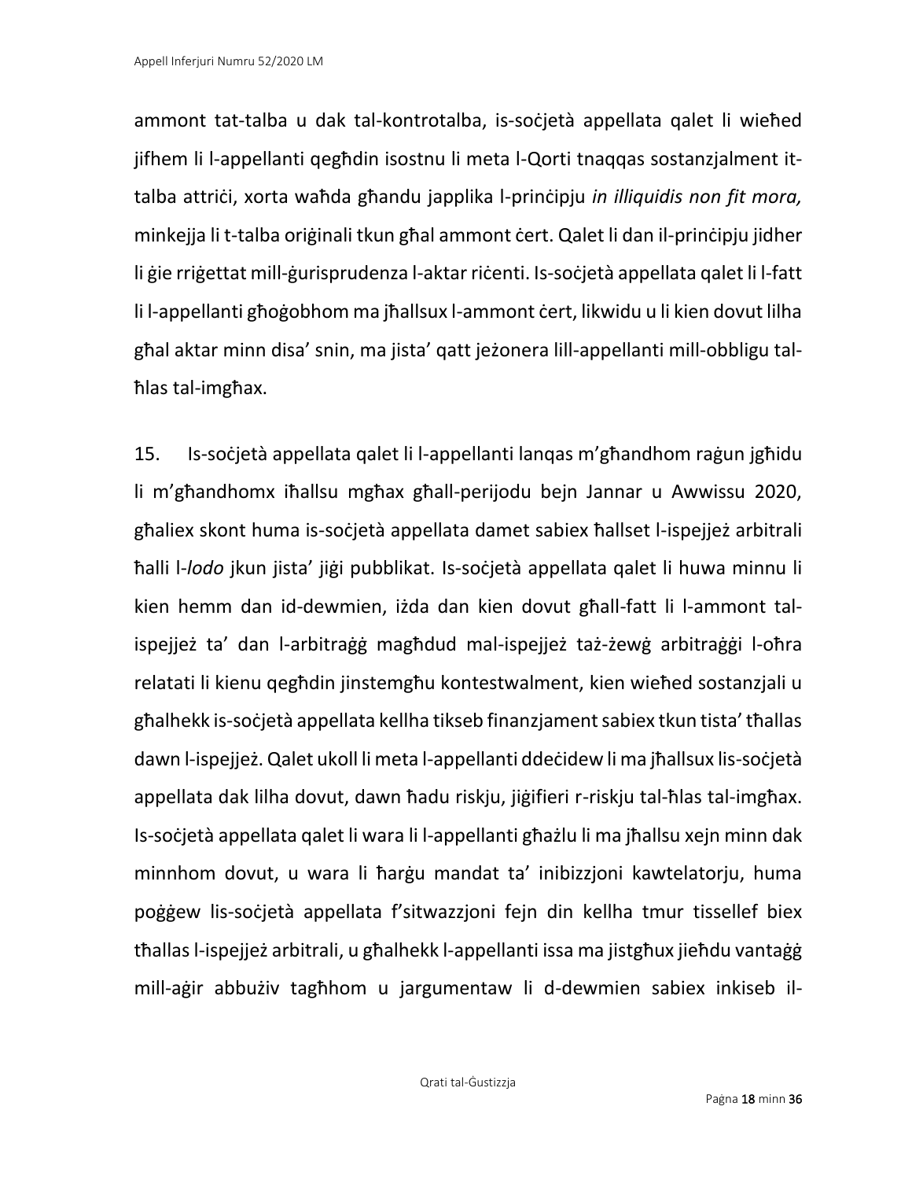ammont tat-talba u dak tal-kontrotalba, is-soċjetà appellata qalet li wieħed jifhem li l-appellanti qegħdin isostnu li meta l-Qorti tnaqqas sostanzjalment it-talba attriċi, xorta waħda għandu japplika l-prinċipju *in illiquidis non fit mora,* minkejja li t-talba oriġinali tkun għal ammont ċert. Qalet li dan il-prinċipju jidher li ġie rriġettat mill-ġurisprudenza l-aktar riċenti. Is-soċjetà appellata qalet li l-fatt li l-appellanti għoġobhom ma jħallsux l-ammont ċert, likwidu u li kien dovut lilha għal aktar minn disa' snin, ma jista' qatt jeżonera lill-appellanti mill-obbligu tal-ħlas tal-imgħax.

15. Is-soċjetà appellata qalet li l-appellanti lanqas m'għandhom raġun jgħidu li m'għandhomx iħallsu mgħax għall-perijodu bejn Jannar u Awwissu 2020, għaliex skont huma is-soċjetà appellata damet sabiex ħallset l-ispejjeż arbitrali ħalli l-*lodo* jkun jista' jiġi pubblikat. Is-soċjetà appellata qalet li huwa minnu li kien hemm dan id-dewmien, iżda dan kien dovut għall-fatt li l-ammont tal-ispejjeż ta' dan l-arbitraġġ magħdud mal-ispejjeż taż-żewġ arbitraġġi l-oħra relatati li kienu qegħdin jinstemgħu kontestwalment, kien wieħed sostanzjali u għalhekk is-soċjetà appellata kellha tikseb finanzjament sabiex tkun tista' tħallas dawn l-ispejjeż. Qalet ukoll li meta l-appellanti ddeċidew li ma jħallsux lis-soċjetà appellata dak lilha dovut, dawn ħadu riskju, jiġifieri r-riskju tal-ħlas tal-imgħax. Is-soċjetà appellata qalet li wara li l-appellanti għażlu li ma jħallsu xejn minn dak minnhom dovut, u wara li ħarġu mandat ta' inibizzjoni kawtelatorju, huma poġġew lis-soċjetà appellata f'sitwazzjoni fejn din kellha tmur tissellef biex tħallas l-ispejjeż arbitrali, u għalhekk l-appellanti issa ma jistgħux jieħdu vantaġġ mill-aġir abbużiv tagħhom u jargumentaw li d-dewmien sabiex inkiseb il-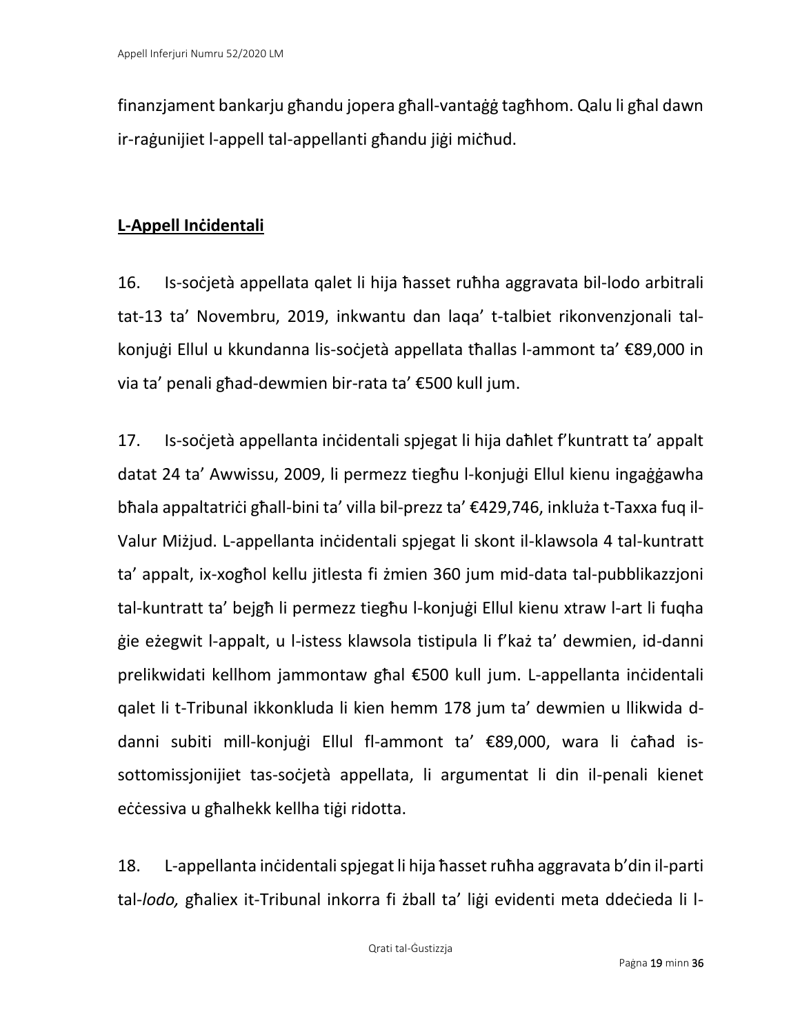finanzjament bankarju għandu jopera għall-vantaġġ tagħhom. Qalu li għal dawn ir-raġunijiet l-appell tal-appellanti għandu jiġi miċħud.

**L-Appell Inċidentali**

16. Is-soċjetà appellata qalet li hija ħasset ruħha aggravata bil-lodo arbitrali tat-13 ta' Novembru, 2019, inkwantu dan laqa' t-talbiet rikonvenzjonali tal-konjuġi Ellul u kkundanna lis-soċjetà appellata tħallas l-ammont ta' €89,000 in via ta' penali għad-dewmien bir-rata ta' €500 kull jum.

17. Is-soċjetà appellanta inċidentali spjegat li hija daħlet f'kuntratt ta' appalt datat 24 ta' Awwissu, 2009, li permezz tiegħu l-konjuġi Ellul kienu ingaġġawha bħala appaltatriċi għall-bini ta' villa bil-prezz ta' €429,746, inkluża t-Taxxa fuq il-Valur Miżjud. L-appellanta inċidentali spjegat li skont il-klawsola 4 tal-kuntratt ta' appalt, ix-xogħol kellu jitlesta fi żmien 360 jum mid-data tal-pubblikazzjoni tal-kuntratt ta' bejgħ li permezz tiegħu l-konjuġi Ellul kienu xtraw l-art li fuqha ġie eżegwit l-appalt, u l-istess klawsola tistipula li f'każ ta' dewmien, id-danni prelikwidati kellhom jammontaw għal €500 kull jum. L-appellanta inċidentali qalet li t-Tribunal ikkonkluda li kien hemm 178 jum ta' dewmien u llikwida d-danni subiti mill-konjuġi Ellul fl-ammont ta' €89,000, wara li ċaħad is-sottomissjonijiet tas-soċjetà appellata, li argumentat li din il-penali kienet eċċessiva u għalhekk kellha tiġi ridotta.

18. L-appellanta inċidentali spjegat li hija ħasset ruħha aggravata b'din il-parti tal-*lodo,* għaliex it-Tribunal inkorra fi żball ta' liġi evidenti meta ddeċieda li l-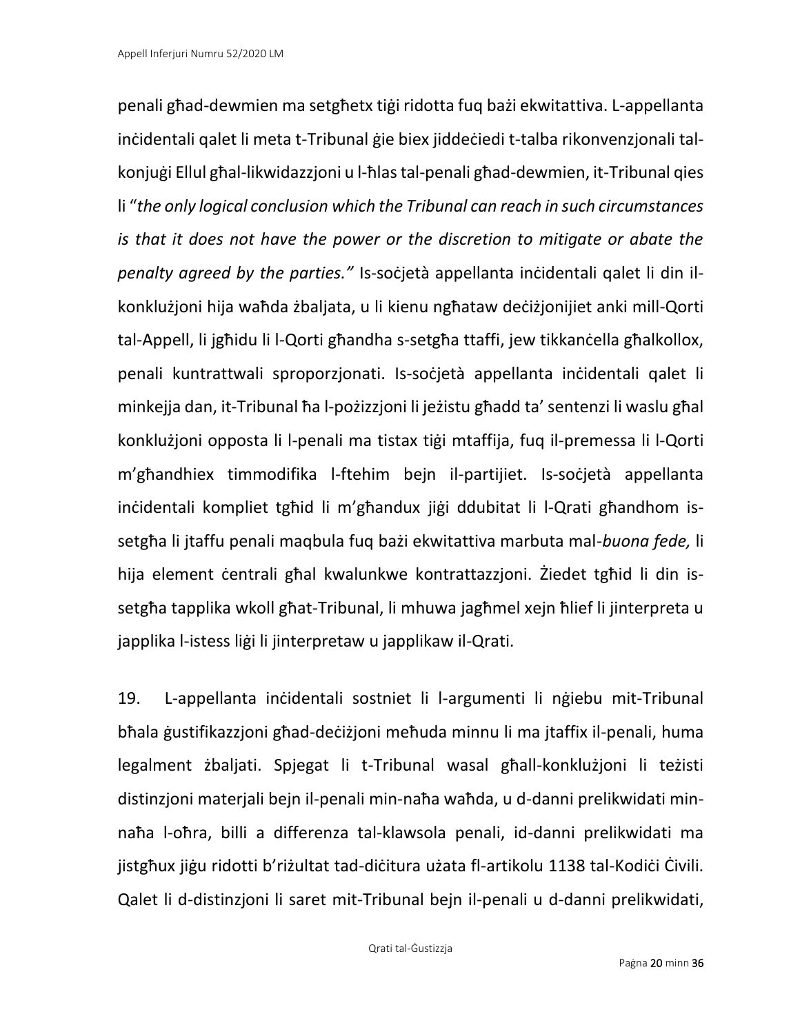penali għad-dewmien ma setgħetx tiġi ridotta fuq bażi ekwitattiva. L-appellanta inċidentali qalet li meta t-Tribunal ġie biex jiddeċiedi t-talba rikonvenzjonali tal-konjuġi Ellul għal-likwidazzjoni u l-ħlas tal-penali għad-dewmien, it-Tribunal qies li "*the only logical conclusion which the Tribunal can reach in such circumstances is that it does not have the power or the discretion to mitigate or abate the penalty agreed by the parties.*" Is-soċjetà appellanta inċidentali qalet li din il-konklużjoni hija waħda żbaljata, u li kienu ngħataw deċiżjonijiet anki mill-Qorti tal-Appell, li jgħidu li l-Qorti għandha s-setgħa ttaffi, jew tikkanċella għalkollox, penali kuntrattwali sproporzjonati. Is-soċjetà appellanta inċidentali qalet li minkejja dan, it-Tribunal ħa l-pożizzjoni li jeżistu għadd ta' sentenzi li waslu għal konklużjoni opposta li l-penali ma tistax tiġi mtaffija, fuq il-premessa li l-Qorti m'għandhiex timmodifika l-ftehim bejn il-partijiet. Is-soċjetà appellanta inċidentali kompliet tgħid li m'għandux jiġi ddubitat li l-Qrati għandhom is-setgħa li jtaffu penali maqbula fuq bażi ekwitattiva marbuta mal-*buona fede,* li hija element ċentrali għal kwalunkwe kontrattazzjoni. Żiedet tgħid li din is-setgħa tapplika wkoll għat-Tribunal, li mhuwa jagħmel xejn ħlief li jinterpreta u japplika l-istess liġi li jinterpretaw u japplikaw il-Qrati.

19. L-appellanta inċidentali sostniet li l-argumenti li nġiebu mit-Tribunal bħala ġustifikazzjoni għad-deċiżjoni meħuda minnu li ma jtaffix il-penali, huma legalment żbaljati. Spjegat li t-Tribunal wasal għall-konklużjoni li teżisti distinzjoni materjali bejn il-penali min-naħa waħda, u d-danni prelikwidati min-naħa l-oħra, billi a differenza tal-klawsola penali, id-danni prelikwidati ma jistgħux jiġu ridotti b'riżultat tad-diċitura użata fl-artikolu 1138 tal-Kodiċi Ċivili. Qalet li d-distinzjoni li saret mit-Tribunal bejn il-penali u d-danni prelikwidati,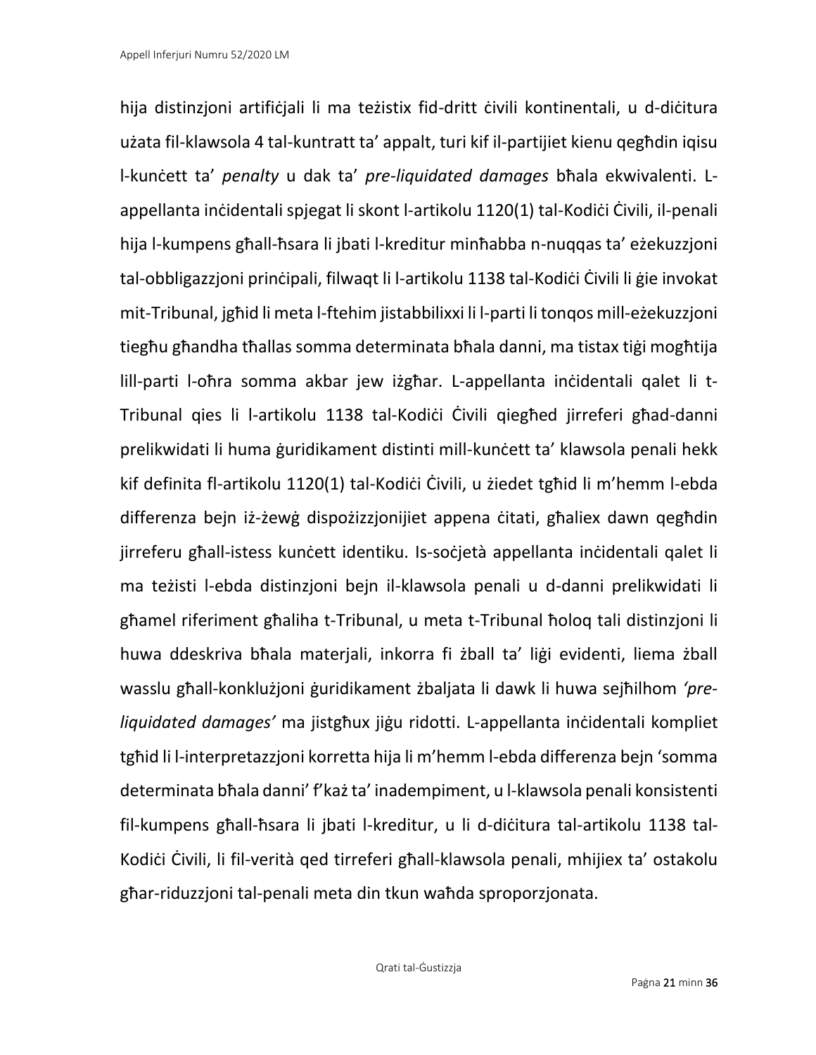hija distinzjoni artifiċjali li ma teżistix fid-dritt ċivili kontinentali, u d-diċitura użata fil-klawsola 4 tal-kuntratt ta' appalt, turi kif il-partijiet kienu qegħdin iqisu l-kunċett ta' *penalty* u dak ta' *pre-liquidated damages* bħala ekwivalenti. L-appellanta inċidentali spjegat li skont l-artikolu 1120(1) tal-Kodiċi Ċivili, il-penali hija l-kumpens għall-ħsara li jbati l-kreditur minħabba n-nuqqas ta' eżekuzzjoni tal-obbligazzjoni prinċipali, filwaqt li l-artikolu 1138 tal-Kodiċi Ċivili li ġie invokat mit-Tribunal, jgħid li meta l-ftehim jistabbilixxi li l-parti li tonqos mill-eżekuzzjoni tiegħu għandha tħallas somma determinata bħala danni, ma tistax tiġi mogħtija lill-parti l-oħra somma akbar jew iżgħar. L-appellanta inċidentali qalet li t-Tribunal qies li l-artikolu 1138 tal-Kodiċi Ċivili qiegħed jirreferi għad-danni prelikwidati li huma ġuridikament distinti mill-kunċett ta' klawsola penali hekk kif definita fl-artikolu 1120(1) tal-Kodiċi Ċivili, u żiedet tgħid li m'hemm l-ebda differenza bejn iż-żewġ dispożizzjonijiet appena ċitati, għaliex dawn qegħdin jirreferu għall-istess kunċett identiku. Is-soċjetà appellanta inċidentali qalet li ma teżisti l-ebda distinzjoni bejn il-klawsola penali u d-danni prelikwidati li għamel riferiment għaliha t-Tribunal, u meta t-Tribunal ħoloq tali distinzjoni li huwa ddeskriva bħala materjali, inkorra fi żball ta' liġi evidenti, liema żball wasslu għall-konklużjoni ġuridikament żbaljata li dawk li huwa sejħilhom *'pre-liquidated damages'* ma jistgħux jiġu ridotti. L-appellanta inċidentali kompliet tgħid li l-interpretazzjoni korretta hija li m'hemm l-ebda differenza bejn 'somma determinata bħala danni' f'każ ta' inadempiment, u l-klawsola penali konsistenti fil-kumpens għall-ħsara li jbati l-kreditur, u li d-diċitura tal-artikolu 1138 tal-Kodiċi Ċivili, li fil-verità qed tirreferi għall-klawsola penali, mhijiex ta' ostakolu għar-riduzzjoni tal-penali meta din tkun waħda sproporzjonata.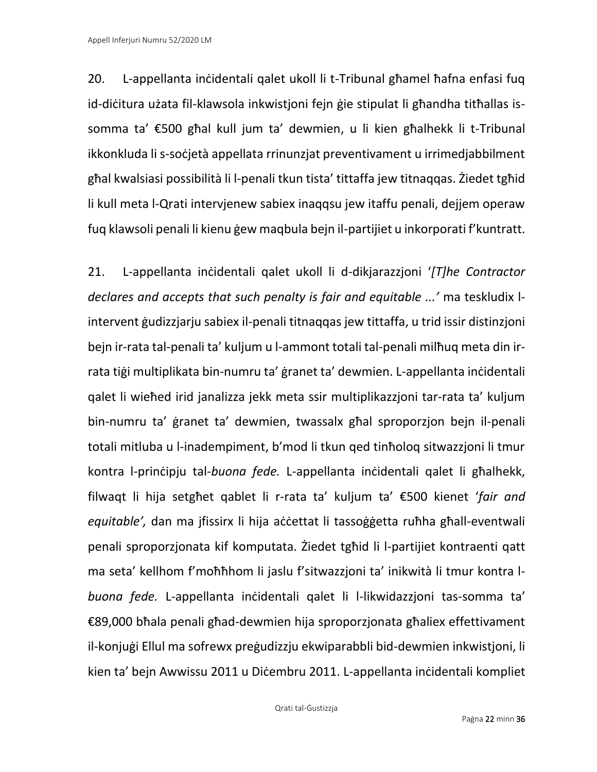20. L-appellanta inċidentali qalet ukoll li t-Tribunal għamel ħafna enfasi fuq id-diċitura użata fil-klawsola inkwistjoni fejn ġie stipulat li għandha titħallas is-somma ta' €500 għal kull jum ta' dewmien, u li kien għalhekk li t-Tribunal ikkonkluda li s-soċjetà appellata rrinunzjat preventivament u irrimedjabbilment għal kwalsiasi possibilità li l-penali tkun tista' tittaffa jew titnaqqas. Żiedet tgħid li kull meta l-Qrati intervjenew sabiex inaqqsu jew itaffu penali, dejjem operaw fuq klawsoli penali li kienu ġew maqbula bejn il-partijiet u inkorporati f'kuntratt.

21. L-appellanta inċidentali qalet ukoll li d-dikjarazzjoni '*[T]he Contractor declares and accepts that such penalty is fair and equitable ...'* ma teskludix l-intervent ġudizzjarju sabiex il-penali titnaqqas jew tittaffa, u trid issir distinzjoni bejn ir-rata tal-penali ta' kuljum u l-ammont totali tal-penali milħuq meta din ir-rata tiġi multiplikata bin-numru ta' ġranet ta' dewmien. L-appellanta inċidentali qalet li wieħed irid janalizza jekk meta ssir multiplikazzjoni tar-rata ta' kuljum bin-numru ta' ġranet ta' dewmien, twassalx għal sproporzjon bejn il-penali totali mitluba u l-inadempiment, b'mod li tkun qed tinħoloq sitwazzjoni li tmur kontra l-prinċipju tal-*buona fede.* L-appellanta inċidentali qalet li għalhekk, filwaqt li hija setgħet qablet li r-rata ta' kuljum ta' €500 kienet '*fair and equitable',* dan ma jfissirx li hija aċċettat li tassoġġetta ruħha għall-eventwali penali sproporzjonata kif komputata. Żiedet tgħid li l-partijiet kontraenti qatt ma seta' kellhom f'moħħhom li jaslu f'sitwazzjoni ta' inikwità li tmur kontra l-*buona fede.* L-appellanta inċidentali qalet li l-likwidazzjoni tas-somma ta' €89,000 bħala penali għad-dewmien hija sproporzjonata għaliex effettivament il-konjuġi Ellul ma sofrewx preġudizzju ekwiparabbli bid-dewmien inkwistjoni, li kien ta' bejn Awwissu 2011 u Diċembru 2011. L-appellanta inċidentali kompliet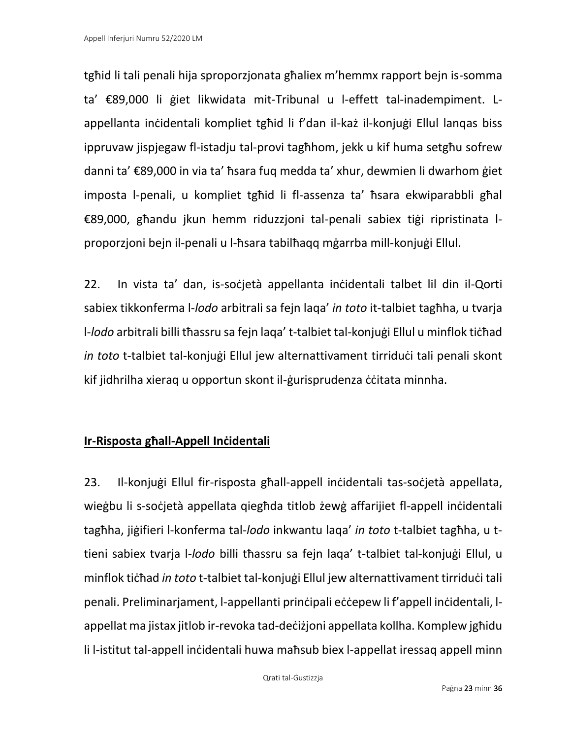tgħid li tali penali hija sproporzjonata għaliex m'hemmx rapport bejn is-somma ta' €89,000 li ġiet likwidata mit-Tribunal u l-effett tal-inadempiment. L-appellanta inċidentali kompliet tgħid li f'dan il-każ il-konjuġi Ellul lanqas biss ippruvaw jispjegaw fl-istadju tal-provi tagħhom, jekk u kif huma setgħu sofrew danni ta' €89,000 in via ta' ħsara fuq medda ta' xhur, dewmien li dwarhom ġiet imposta l-penali, u kompliet tgħid li fl-assenza ta' ħsara ekwiparabbli għal €89,000, għandu jkun hemm riduzzjoni tal-penali sabiex tiġi ripristinata l-proporzjoni bejn il-penali u l-ħsara tabilħaqq mġarrba mill-konjuġi Ellul.

22. In vista ta' dan, is-soċjetà appellanta inċidentali talbet lil din il-Qorti sabiex tikkonferma l-*lodo* arbitrali sa fejn laqa' *in toto* it-talbiet tagħha, u tvarja l-*lodo* arbitrali billi tħassru sa fejn laqa' t-talbiet tal-konjuġi Ellul u minflok tiċħad *in toto* t-talbiet tal-konjuġi Ellul jew alternattivament tirriduċi tali penali skont kif jidhrilha xieraq u opportun skont il-ġurisprudenza ċċitata minnha.

## **Ir-Risposta għall-Appell Inċidentali**

23. Il-konjuġi Ellul fir-risposta għall-appell inċidentali tas-soċjetà appellata, wieġbu li s-soċjetà appellata qiegħda titlob żewġ affarijiet fl-appell inċidentali tagħha, jiġifieri l-konferma tal-*lodo* inkwantu laqa' *in toto* t-talbiet tagħha, u t-tieni sabiex tvarja l-*lodo* billi tħassru sa fejn laqa' t-talbiet tal-konjuġi Ellul, u minflok tiċħad *in toto* t-talbiet tal-konjuġi Ellul jew alternattivament tirriduċi tali penali. Preliminarjament, l-appellanti prinċipali eċċepew li f'appell inċidentali, l-appellat ma jistax jitlob ir-revoka tad-deċiżjoni appellata kollha. Komplew jgħidu li l-istitut tal-appell inċidentali huwa maħsub biex l-appellat iressaq appell minn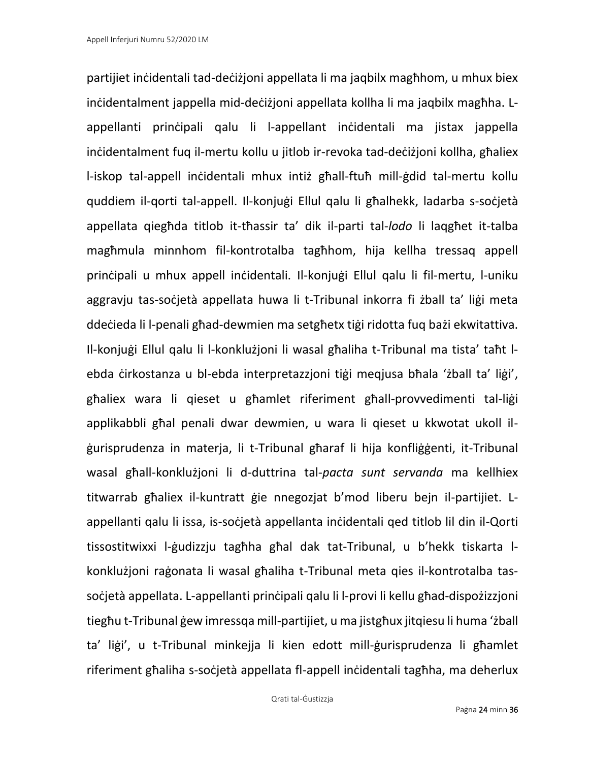partijiet inċidentali tad-deċiżjoni appellata li ma jaqbilx magħhom, u mhux biex inċidentalment jappella mid-deċiżjoni appellata kollha li ma jaqbilx magħha. L-appellanti prinċipali qalu li l-appellant inċidentali ma jistax jappella inċidentalment fuq il-mertu kollu u jitlob ir-revoka tad-deċiżjoni kollha, għaliex l-iskop tal-appell inċidentali mhux intiż għall-ftuħ mill-ġdid tal-mertu kollu quddiem il-qorti tal-appell. Il-konjuġi Ellul qalu li għalhekk, ladarba s-soċjetà appellata qiegħda titlob it-tħassir ta' dik il-parti tal-*lodo* li laqgħet it-talba magħmula minnhom fil-kontrotalba tagħhom, hija kellha tressaq appell prinċipali u mhux appell inċidentali. Il-konjuġi Ellul qalu li fil-mertu, l-uniku aggravju tas-soċjetà appellata huwa li t-Tribunal inkorra fi żball ta' liġi meta ddeċieda li l-penali għad-dewmien ma setgħetx tiġi ridotta fuq bażi ekwitattiva. Il-konjuġi Ellul qalu li l-konklużjoni li wasal għaliha t-Tribunal ma tista' taħt l-ebda ċirkostanza u bl-ebda interpretazzjoni tiġi meqjusa bħala 'żball ta' liġi', għaliex wara li qieset u għamlet riferiment għall-provvedimenti tal-liġi applikabbli għal penali dwar dewmien, u wara li qieset u kkwotat ukoll il-ġurisprudenza in materja, li t-Tribunal għaraf li hija konfliġġenti, it-Tribunal wasal għall-konklużjoni li d-duttrina tal-*pacta sunt servanda* ma kellhiex titwarrab għaliex il-kuntratt ġie nnegozjat b'mod liberu bejn il-partijiet. L-appellanti qalu li issa, is-soċjetà appellanta inċidentali qed titlob lil din il-Qorti tissostitwixxi l-ġudizzju tagħha għal dak tat-Tribunal, u b'hekk tiskarta l-konklużjoni raġonata li wasal għaliha t-Tribunal meta qies il-kontrotalba tas-soċjetà appellata. L-appellanti prinċipali qalu li l-provi li kellu għad-dispożizzjoni tiegħu t-Tribunal ġew imressqa mill-partijiet, u ma jistgħux jitqiesu li huma 'żball ta' liġi', u t-Tribunal minkejja li kien edott mill-ġurisprudenza li għamlet riferiment għaliha s-soċjetà appellata fl-appell inċidentali tagħha, ma deherlux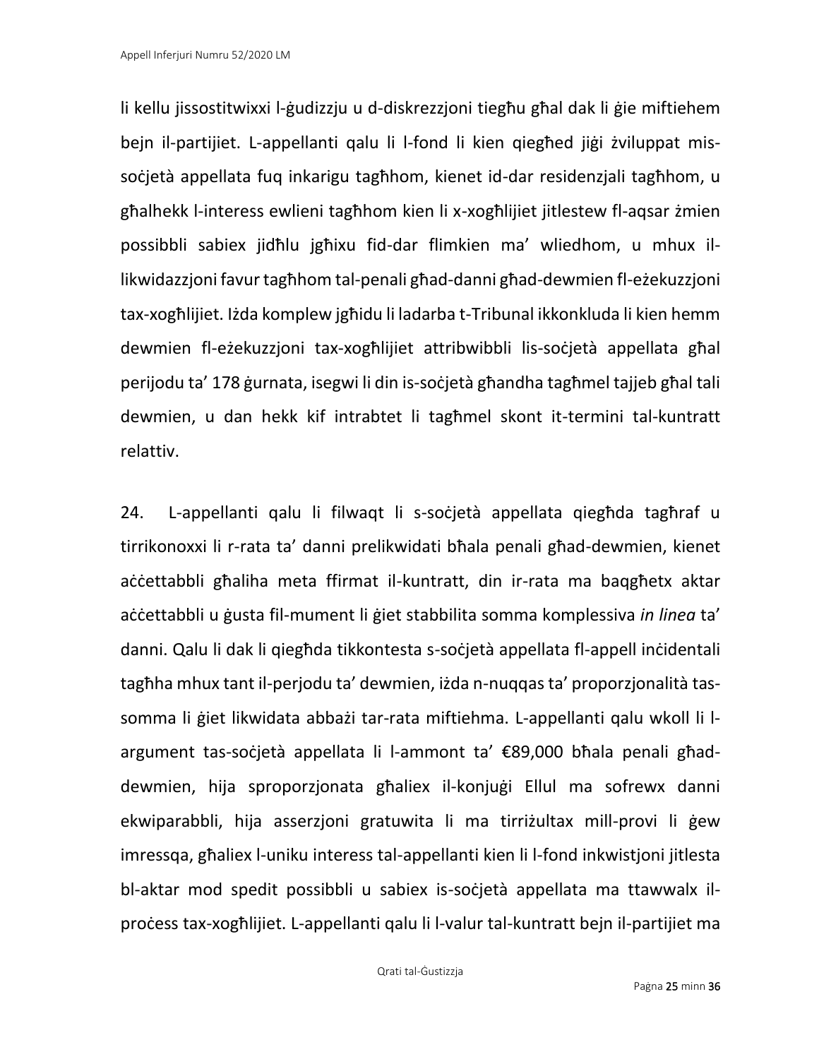li kellu jissostitwixxi l-ġudizzju u d-diskrezzjoni tiegħu għal dak li ġie miftiehem bejn il-partijiet. L-appellanti qalu li l-fond li kien qiegħed jiġi żviluppat mis-soċjetà appellata fuq inkarigu tagħhom, kienet id-dar residenzjali tagħhom, u għalhekk l-interess ewlieni tagħhom kien li x-xogħlijiet jitlestew fl-aqsar żmien possibbli sabiex jidħlu jgħixu fid-dar flimkien ma' wliedhom, u mhux il-likwidazzjoni favur tagħhom tal-penali għad-danni għad-dewmien fl-eżekuzzjoni tax-xogħlijiet. Iżda komplew jgħidu li ladarba t-Tribunal ikkonkluda li kien hemm dewmien fl-eżekuzzjoni tax-xogħlijiet attribwibbli lis-soċjetà appellata għal perijodu ta' 178 ġurnata, isegwi li din is-soċjetà għandha tagħmel tajjeb għal tali dewmien, u dan hekk kif intrabtet li tagħmel skont it-termini tal-kuntratt relattiv.

24. L-appellanti qalu li filwaqt li s-soċjetà appellata qiegħda tagħraf u tirrikonoxxi li r-rata ta' danni prelikwidati bħala penali għad-dewmien, kienet aċċettabbli għaliha meta ffirmat il-kuntratt, din ir-rata ma baqgħetx aktar aċċettabbli u ġusta fil-mument li ġiet stabbilita somma komplessiva *in linea* ta' danni. Qalu li dak li qiegħda tikkontesta s-soċjetà appellata fl-appell inċidentali tagħha mhux tant il-perjodu ta' dewmien, iżda n-nuqqas ta' proporzjonalità tas-somma li ġiet likwidata abbażi tar-rata miftiehma. L-appellanti qalu wkoll li l-argument tas-soċjetà appellata li l-ammont ta' €89,000 bħala penali għad-dewmien, hija sproporzjonata għaliex il-konjuġi Ellul ma sofrewx danni ekwiparabbli, hija asserzjoni gratuwita li ma tirriżultax mill-provi li ġew imressqa, għaliex l-uniku interess tal-appellanti kien li l-fond inkwistjoni jitlesta bl-aktar mod spedit possibbli u sabiex is-soċjetà appellata ma ttawwalx il-proċess tax-xogħlijiet. L-appellanti qalu li l-valur tal-kuntratt bejn il-partijiet ma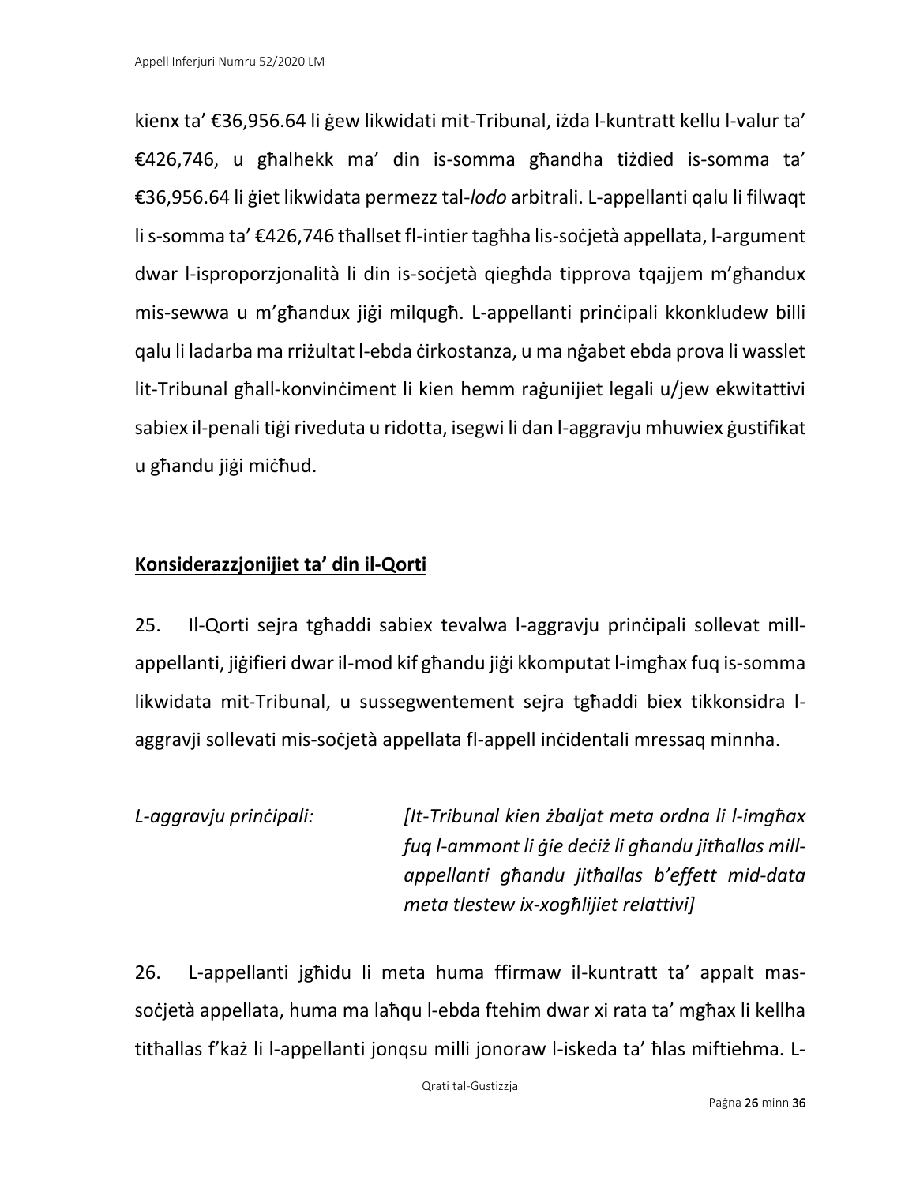kienx ta' €36,956.64 li ġew likwidati mit-Tribunal, iżda l-kuntratt kellu l-valur ta' €426,746, u għalhekk ma' din is-somma għandha tiżdied is-somma ta' €36,956.64 li ġiet likwidata permezz tal-*lodo* arbitrali. L-appellanti qalu li filwaqt li s-somma ta' €426,746 tħallset fl-intier tagħha lis-soċjetà appellata, l-argument dwar l-isproporzjonalità li din is-soċjetà qiegħda tipprova tqajjem m'għandux mis-sewwa u m'għandux jiġi milqugħ. L-appellanti prinċipali kkonkludew billi qalu li ladarba ma rriżultat l-ebda ċirkostanza, u ma ngħabet ebda prova li wasslet lit-Tribunal għall-konvinċiment li kien hemm raġunijiet legali u/jew ekwitattivi sabiex il-penali tiġi riveduta u ridotta, isegwi li dan l-aggravju mhuwiex ġustifikat u għandu jiġi miċħud.

## Konsiderazzjonijiet ta' din il-Qorti

25. Il-Qorti sejra tgħaddi sabiex tevalwa l-aggravju prinċipali sollevat mill-appellanti, jiġifieri dwar il-mod kif għandu jiġi kkomputat l-imgħax fuq is-somma likwidata mit-Tribunal, u sussegwentement sejra tgħaddi biex tikkonsidra l-aggravji sollevati mis-soċjetà appellata fl-appell inċidentali mressaq minnha.

*L-aggravju prinċipali:* *[It-Tribunal kien żbaljat meta ordna li l-imgħax fuq l-ammont li ġie deċiż li għandu jitħallas mill-appellanti għandu jitħallas b'effett mid-data meta tlestew ix-xogħlijiet relattivi]*

26. L-appellanti jgħidu li meta huma ffirmaw il-kuntratt ta' appalt mas-soċjetà appellata, huma ma laħqu l-ebda ftehim dwar xi rata ta' mgħax li kellha titħallas f'każ li l-appellanti jonqsu milli jonoraw l-iskeda ta' ħlas miftiehma. L-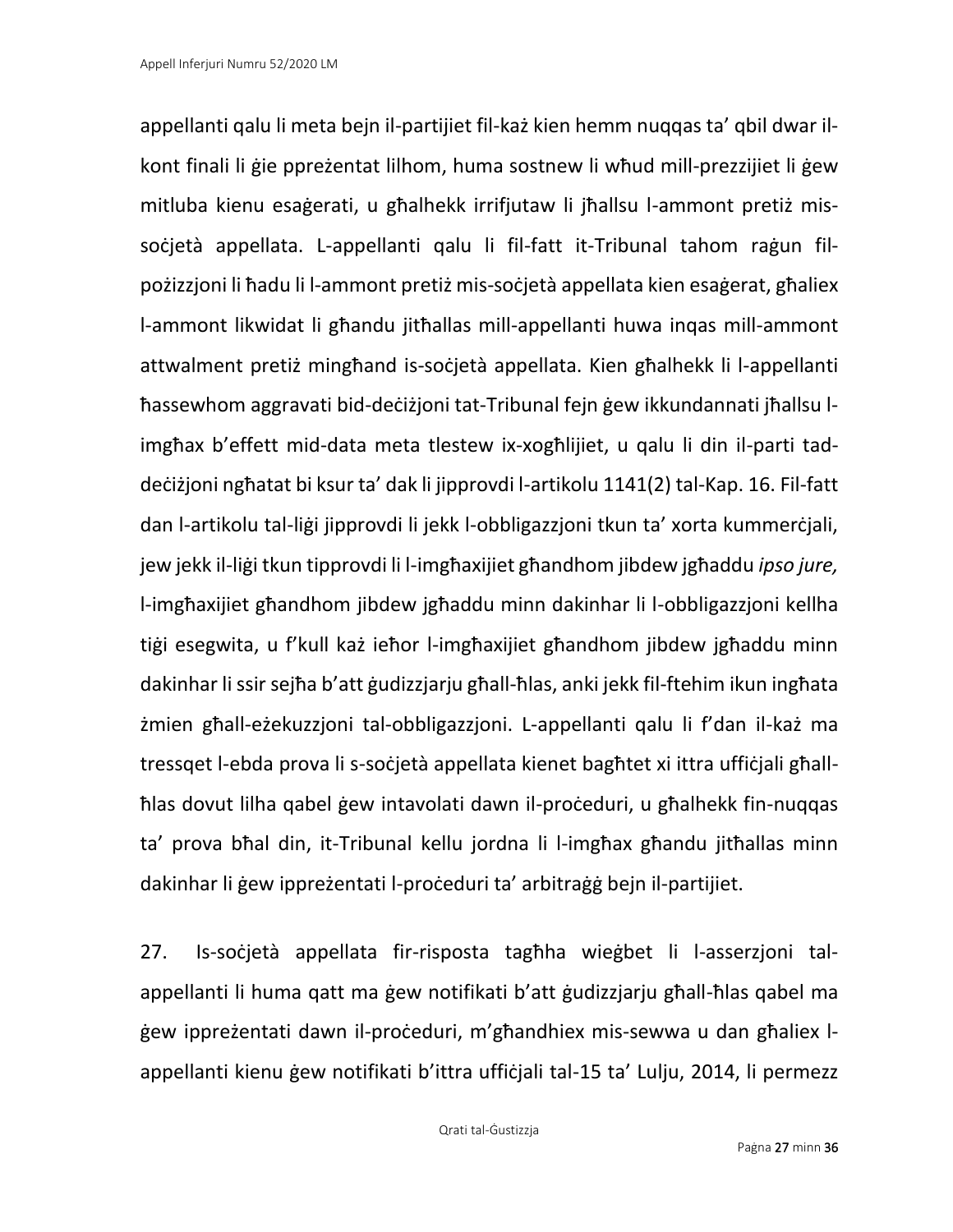appellanti qalu li meta bejn il-partijiet fil-każ kien hemm nuqqas ta' qbil dwar il-kont finali li ġie ppreżentat lilhom, huma sostnew li wħud mill-prezzijiet li ġew mitluba kienu esaġerati, u għalhekk irrifjutaw li jħallsu l-ammont pretiż mis-soċjetà appellata. L-appellanti qalu li fil-fatt it-Tribunal tahom raġun fil-pożizzjoni li ħadu li l-ammont pretiż mis-soċjetà appellata kien esaġerat, għaliex l-ammont likwidat li għandu jitħallas mill-appellanti huwa inqas mill-ammont attwalment pretiż mingħand is-soċjetà appellata. Kien għalhekk li l-appellanti ħassewhom aggravati bid-deċiżjoni tat-Tribunal fejn ġew ikkundannati jħallsu l-imgħax b'effett mid-data meta tlestew ix-xogħlijiet, u qalu li din il-parti tad-deċiżjoni ngħatat bi ksur ta' dak li jipprovdi l-artikolu 1141(2) tal-Kap. 16. Fil-fatt dan l-artikolu tal-liġi jipprovdi li jekk l-obbligazzjoni tkun ta' xorta kummerċjali, jew jekk il-liġi tkun tipprovdi li l-imgħaxijiet għandhom jibdew jgħaddu *ipso jure,* l-imgħaxijiet għandhom jibdew jgħaddu minn dakinhar li l-obbligazzjoni kellha tiġi esegwita, u f'kull każ ieħor l-imgħaxijiet għandhom jibdew jgħaddu minn dakinhar li ssir sejħa b'att ġudizzjarju għall-ħlas, anki jekk fil-ftehim ikun ingħata żmien għall-eżekuzzjoni tal-obbligazzjoni. L-appellanti qalu li f'dan il-każ ma tressqet l-ebda prova li s-soċjetà appellata kienet bagħtet xi ittra uffiċjali għall-ħlas dovut lilha qabel ġew intavolati dawn il-proċeduri, u għalhekk fin-nuqqas ta' prova bħal din, it-Tribunal kellu jordna li l-imgħax għandu jitħallas minn dakinhar li ġew ippreżentati l-proċeduri ta' arbitraġġ bejn il-partijiet.

27. Is-soċjetà appellata fir-risposta tagħha wieġbet li l-asserzjoni tal-appellanti li huma qatt ma ġew notifikati b'att ġudizzjarju għall-ħlas qabel ma ġew ippreżentati dawn il-proċeduri, m'għandhiex mis-sewwa u dan għaliex l-appellanti kienu ġew notifikati b'ittra uffiċjali tal-15 ta' Lulju, 2014, li permezz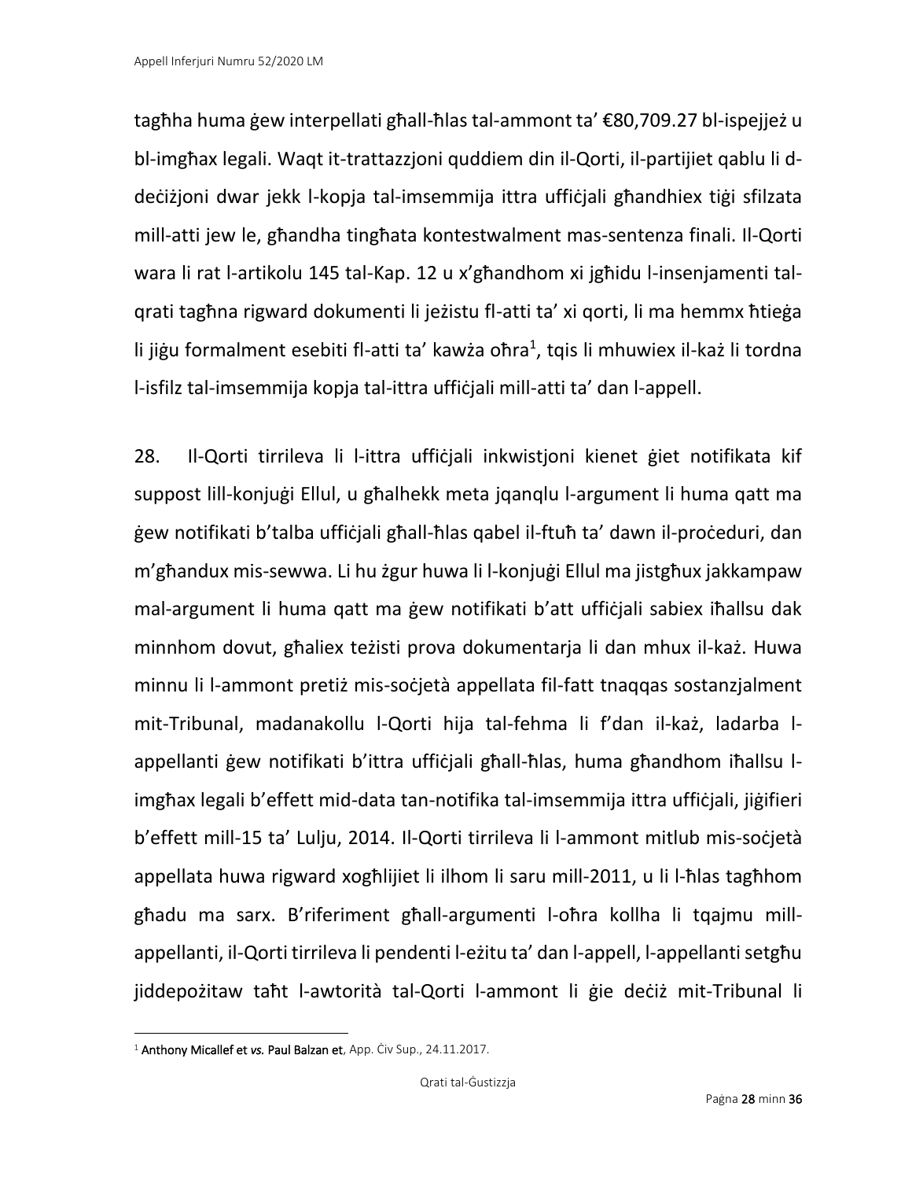tagħha huma ġew interpellati għall-ħlas tal-ammont ta' €80,709.27 bl-ispejjeż u bl-imgħax legali. Waqt it-trattazzjoni quddiem din il-Qorti, il-partijiet qablu li d-deċiżjoni dwar jekk l-kopja tal-imsemmija ittra uffiċjali għandhiex tiġi sfilzata mill-atti jew le, għandha tingħata kontestwalment mas-sentenza finali. Il-Qorti wara li rat l-artikolu 145 tal-Kap. 12 u x'għandhom xi jgħidu l-insenjamenti tal-qrati tagħna rigward dokumenti li jeżistu fl-atti ta' xi qorti, li ma hemmx ħtieġa li jiġu formalment esebiti fl-atti ta' kawża oħra[1], tqis li mhuwiex il-każ li tordna l-isfilz tal-imsemmija kopja tal-ittra uffiċjali mill-atti ta' dan l-appell.

28. Il-Qorti tirrileva li l-ittra uffiċjali inkwistjoni kienet ġiet notifikata kif suppost lill-konjuġi Ellul, u għalhekk meta jqanqlu l-argument li huma qatt ma ġew notifikati b'talba uffiċjali għall-ħlas qabel il-ftuħ ta' dawn il-proċeduri, dan m'għandux mis-sewwa. Li hu żgur huwa li l-konjuġi Ellul ma jistgħux jakkampaw mal-argument li huma qatt ma ġew notifikati b'att uffiċjali sabiex iħallsu dak minnhom dovut, għaliex teżisti prova dokumentarja li dan mhux il-każ. Huwa minnu li l-ammont pretiż mis-soċjetà appellata fil-fatt tnaqqas sostanzjalment mit-Tribunal, madanakollu l-Qorti hija tal-fehma li f'dan il-każ, ladarba l-appellanti ġew notifikati b'ittra uffiċjali għall-ħlas, huma għandhom iħallsu l-imgħax legali b'effett mid-data tan-notifika tal-imsemmija ittra uffiċjali, jiġifieri b'effett mill-15 ta' Lulju, 2014. Il-Qorti tirrileva li l-ammont mitlub mis-soċjetà appellata huwa rigward xogħlijiet li ilhom li saru mill-2011, u li l-ħlas tagħhom għadu ma sarx. B'riferiment għall-argumenti l-oħra kollha li tqajmu mill-appellanti, il-Qorti tirrileva li pendenti l-eżitu ta' dan l-appell, l-appellanti setgħu jiddepożitaw taħt l-awtorità tal-Qorti l-ammont li ġie deċiż mit-Tribunal li

---

[1] **Anthony Micallef et *vs.* Paul Balzan et**, App. Ċiv Sup., 24.11.2017.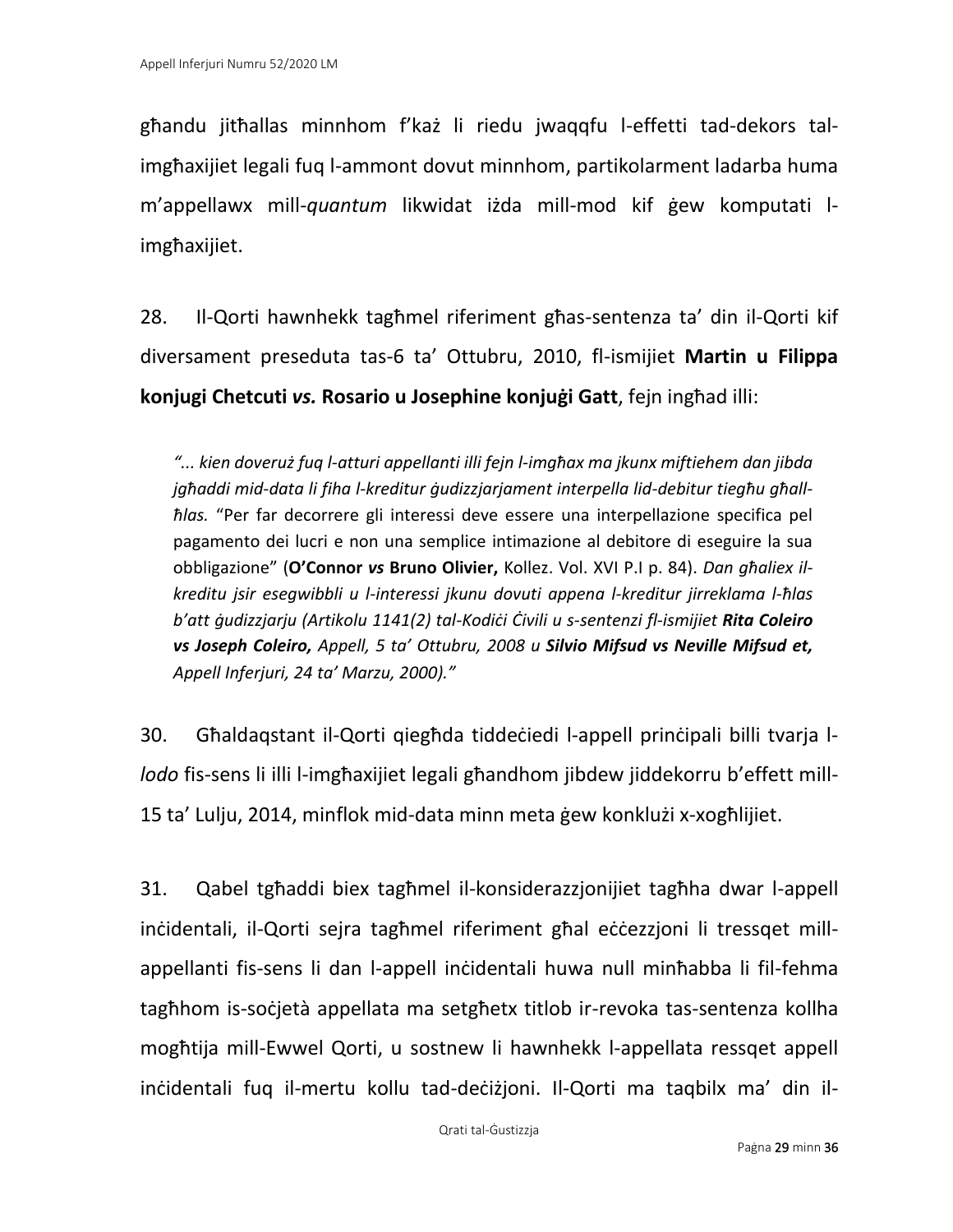għandu jitħallas minnhom f'każ li riedu jwaqqfu l-effetti tad-dekors tal-imgħaxijiet legali fuq l-ammont dovut minnhom, partikolarment ladarba huma m'appellawx mill-*quantum* likwidat iżda mill-mod kif ġew komputati l-imgħaxijiet.

28. Il-Qorti hawnhekk tagħmel riferiment għas-sentenza ta' din il-Qorti kif diversament preseduta tas-6 ta' Ottubru, 2010, fl-ismijiet **Martin u Filippa konjugi Chetcuti *vs.* Rosario u Josephine konjuġi Gatt**, fejn ingħad illi:

> *"... kien doveruż fuq l-atturi appellanti illi fejn l-imgħax ma jkunx miftiehem dan jibda jgħaddi mid-data li fiha l-kreditur ġudizzjarjament interpella lid-debitur tiegħu għall-ħlas.* "Per far decorrere gli interessi deve essere una interpellazione specifica pel pagamento dei lucri e non una semplice intimazione al debitore di eseguire la sua obbligazione" (**O'Connor *vs* Bruno Olivier,** Kollez. Vol. XVI P.I p. 84). *Dan għaliex il-kreditu jsir esegwibbli u l-interessi jkunu dovuti appena l-kreditur jirreklama l-ħlas b'att ġudizzjarju (Artikolu 1141(2) tal-Kodiċi Ċivili u s-sentenzi fl-ismijiet **Rita Coleiro vs Joseph Coleiro,** Appell, 5 ta' Ottubru, 2008 u **Silvio Mifsud vs Neville Mifsud et,** Appell Inferjuri, 24 ta' Marzu, 2000)."*

30. Għaldaqstant il-Qorti qiegħda tiddeċiedi l-appell prinċipali billi tvarja l-*lodo* fis-sens li illi l-imgħaxijiet legali għandhom jibdew jiddekorru b'effett mill-15 ta' Lulju, 2014, minflok mid-data minn meta ġew konklużi x-xogħlijiet.

31. Qabel tgħaddi biex tagħmel il-konsiderazzjonijiet tagħha dwar l-appell inċidentali, il-Qorti sejra tagħmel riferiment għal eċċezzjoni li tressqet mill-appellanti fis-sens li dan l-appell inċidentali huwa null minħabba li fil-fehma tagħhom is-soċjetà appellata ma setgħetx titlob ir-revoka tas-sentenza kollha mogħtija mill-Ewwel Qorti, u sostnew li hawnhekk l-appellata ressqet appell inċidentali fuq il-mertu kollu tad-deċiżjoni. Il-Qorti ma taqbilx ma' din il-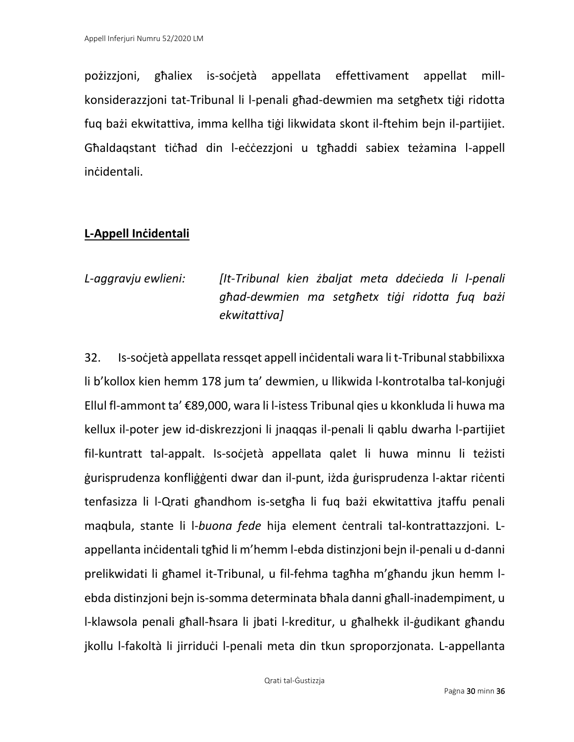pożizzjoni, għaliex is-soċjetà appellata effettivament appellat mill-konsiderazzjoni tat-Tribunal li l-penali għad-dewmien ma setgħetx tiġi ridotta fuq bażi ekwitattiva, imma kellha tiġi likwidata skont il-ftehim bejn il-partijiet. Għaldaqstant tiċħad din l-eċċezzjoni u tgħaddi sabiex teżamina l-appell inċidentali.

**<u>L-Appell Inċidentali</u>**

*L-aggravju ewlieni:* *[It-Tribunal kien żbaljat meta ddeċieda li l-penali għad-dewmien ma setgħetx tiġi ridotta fuq bażi ekwitattiva]*

32. Is-soċjetà appellata ressqet appell inċidentali wara li t-Tribunal stabbilixxa li b'kollox kien hemm 178 jum ta' dewmien, u llikwida l-kontrotalba tal-konjuġi Ellul fl-ammont ta' €89,000, wara li l-istess Tribunal qies u kkonkluda li huwa ma kellux il-poter jew id-diskrezzjoni li jnaqqas il-penali li qablu dwarha l-partijiet fil-kuntratt tal-appalt. Is-soċjetà appellata qalet li huwa minnu li teżisti ġurisprudenza konfliġġenti dwar dan il-punt, iżda ġurisprudenza l-aktar riċenti tenfasizza li l-Qrati għandhom is-setgħa li fuq bażi ekwitattiva jtaffu penali maqbula, stante li l-*buona fede* hija element ċentrali tal-kontrattazzjoni. L-appellanta inċidentali tgħid li m'hemm l-ebda distinzjoni bejn il-penali u d-danni prelikwidati li għamel it-Tribunal, u fil-fehma tagħha m'għandu jkun hemm l-ebda distinzjoni bejn is-somma determinata bħala danni għall-inadempiment, u l-klawsola penali għall-ħsara li jbati l-kreditur, u għalhekk il-ġudikant għandu jkollu l-fakoltà li jirriduċi l-penali meta din tkun sproporzjonata. L-appellanta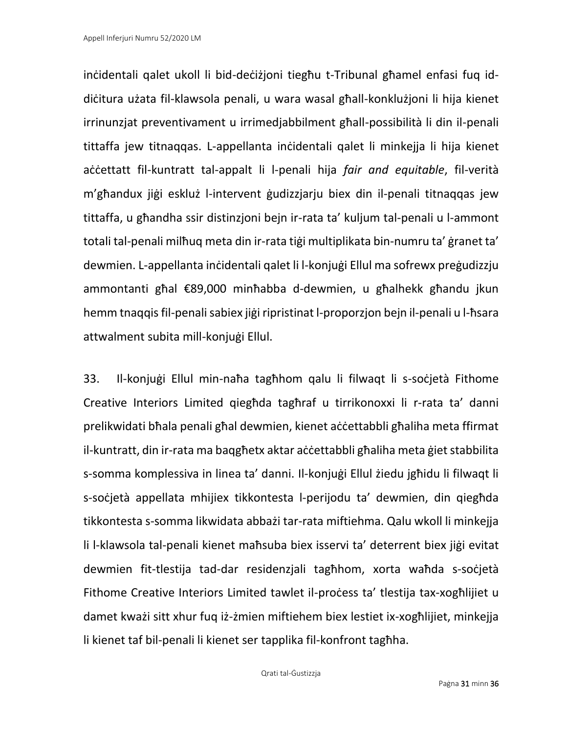inċidentali qalet ukoll li bid-deċiżjoni tiegħu t-Tribunal għamel enfasi fuq id-diċitura użata fil-klawsola penali, u wara wasal għall-konklużjoni li hija kienet irrinunzjat preventivament u irrimedjabbilment għall-possibilità li din il-penali tittaffa jew titnaqqas. L-appellanta inċidentali qalet li minkejja li hija kienet aċċettatt fil-kuntratt tal-appalt li l-penali hija *fair and equitable*, fil-verità m'għandux jiġi eskluż l-intervent ġudizzjarju biex din il-penali titnaqqas jew tittaffa, u għandha ssir distinzjoni bejn ir-rata ta' kuljum tal-penali u l-ammont totali tal-penali milħuq meta din ir-rata tiġi multiplikata bin-numru ta' ġranet ta' dewmien. L-appellanta inċidentali qalet li l-konjuġi Ellul ma sofrewx preġudizzju ammontanti għal €89,000 minħabba d-dewmien, u għalhekk għandu jkun hemm tnaqqis fil-penali sabiex jiġi ripristinat l-proporzjon bejn il-penali u l-ħsara attwalment subita mill-konjuġi Ellul.

33. Il-konjuġi Ellul min-naħa tagħhom qalu li filwaqt li s-soċjetà Fithome Creative Interiors Limited qiegħda tagħraf u tirrikonoxxi li r-rata ta' danni prelikwidati bħala penali għal dewmien, kienet aċċettabbli għaliha meta ffirmat il-kuntratt, din ir-rata ma baqgħetx aktar aċċettabbli għaliha meta ġiet stabbilita s-somma komplessiva in linea ta' danni. Il-konjuġi Ellul żiedu jgħidu li filwaqt li s-soċjetà appellata mhijiex tikkontesta l-perijodu ta' dewmien, din qiegħda tikkontesta s-somma likwidata abbażi tar-rata miftiehma. Qalu wkoll li minkejja li l-klawsola tal-penali kienet maħsuba biex isservi ta' deterrent biex jiġi evitat dewmien fit-tlestija tad-dar residenzjali tagħhom, xorta waħda s-soċjetà Fithome Creative Interiors Limited tawlet il-proċess ta' tlestija tax-xogħlijiet u damet kważi sitt xhur fuq iż-żmien miftiehem biex lestiet ix-xogħlijiet, minkejja li kienet taf bil-penali li kienet ser tapplika fil-konfront tagħha.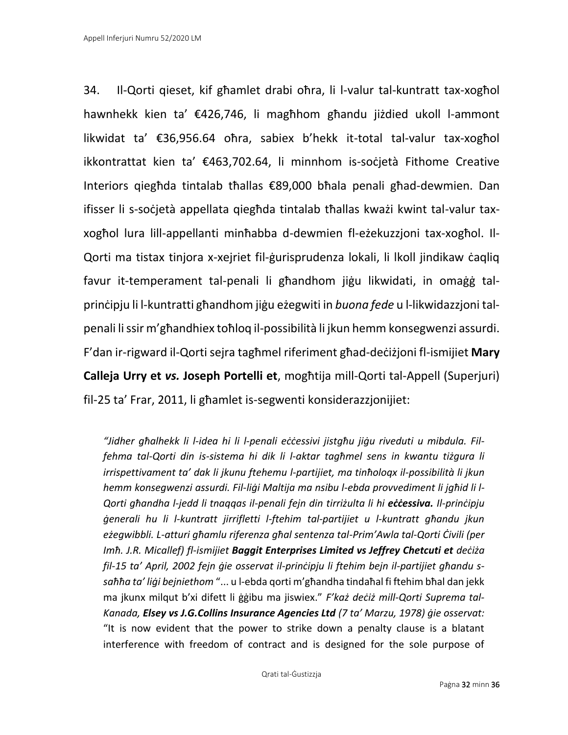34. Il-Qorti qieset, kif għamlet drabi oħra, li l-valur tal-kuntratt tax-xogħol hawnhekk kien ta' €426,746, li magħhom għandu jiżdied ukoll l-ammont likwidat ta' €36,956.64 oħra, sabiex b'hekk it-total tal-valur tax-xogħol ikkontrattat kien ta' €463,702.64, li minnhom is-soċjetà Fithome Creative Interiors qiegħda tintalab tħallas €89,000 bħala penali għad-dewmien. Dan ifisser li s-soċjetà appellata qiegħda tintalab tħallas kważi kwint tal-valur tax-xogħol lura lill-appellanti minħabba d-dewmien fl-eżekuzzjoni tax-xogħol. Il-Qorti ma tistax tinjora x-xejriet fil-ġurisprudenza lokali, li lkoll jindikaw ċaqliq favur it-temperament tal-penali li għandhom jiġu likwidati, in omaġġ tal-prinċipju li l-kuntratti għandhom jiġu eżegwiti in *buona fede* u l-likwidazzjoni tal-penali li ssir m'għandhiex toħloq il-possibilità li jkun hemm konsegwenzi assurdi. F'dan ir-rigward il-Qorti sejra tagħmel riferiment għad-deċiżjoni fl-ismijiet **Mary Calleja Urry et *vs.* Joseph Portelli et**, mogħtija mill-Qorti tal-Appell (Superjuri) fil-25 ta' Frar, 2011, li għamlet is-segwenti konsiderazzjonijiet:

> *"Jidher għalhekk li l-idea hi li l-penali eċċessivi jistgħu jiġu riveduti u mibdula. Fil-fehma tal-Qorti din is-sistema hi dik li l-aktar tagħmel sens in kwantu tiżgura li irrispettivament ta' dak li jkunu ftehemu l-partijiet, ma tinħoloqx il-possibilità li jkun hemm konsegwenzi assurdi. Fil-liġi Maltija ma nsibu l-ebda provvediment li jgħid li l-Qorti għandha l-jedd li tnaqqas il-penali fejn din tirriżulta li hi* ***eċċessiva.*** *Il-prinċipju ġenerali hu li l-kuntratt jirrifletti l-ftehim tal-partijiet u l-kuntratt għandu jkun eżegwibbli. L-atturi għamlu riferenza għal sentenza tal-Prim'Awla tal-Qorti Ċivili (per Imħ. J.R. Micallef) fl-ismijiet* ***Baggit Enterprises Limited vs Jeffrey Chetcuti et*** *deċiża fil-15 ta' April, 2002 fejn ġie osservat il-prinċipju li ftehim bejn il-partijiet għandu s-saħħa ta' liġi bejniethom* "... u l-ebda qorti m'għandha tindaħal fi ftehim bħal dan jekk ma jkunx milqut b'xi difett li ġġibu ma jiswiex." *F'każ deċiż mill-Qorti Suprema tal-Kanada,* ***Elsey vs J.G.Collins Insurance Agencies Ltd*** *(7 ta' Marzu, 1978) ġie osservat:* "It is now evident that the power to strike down a penalty clause is a blatant interference with freedom of contract and is designed for the sole purpose of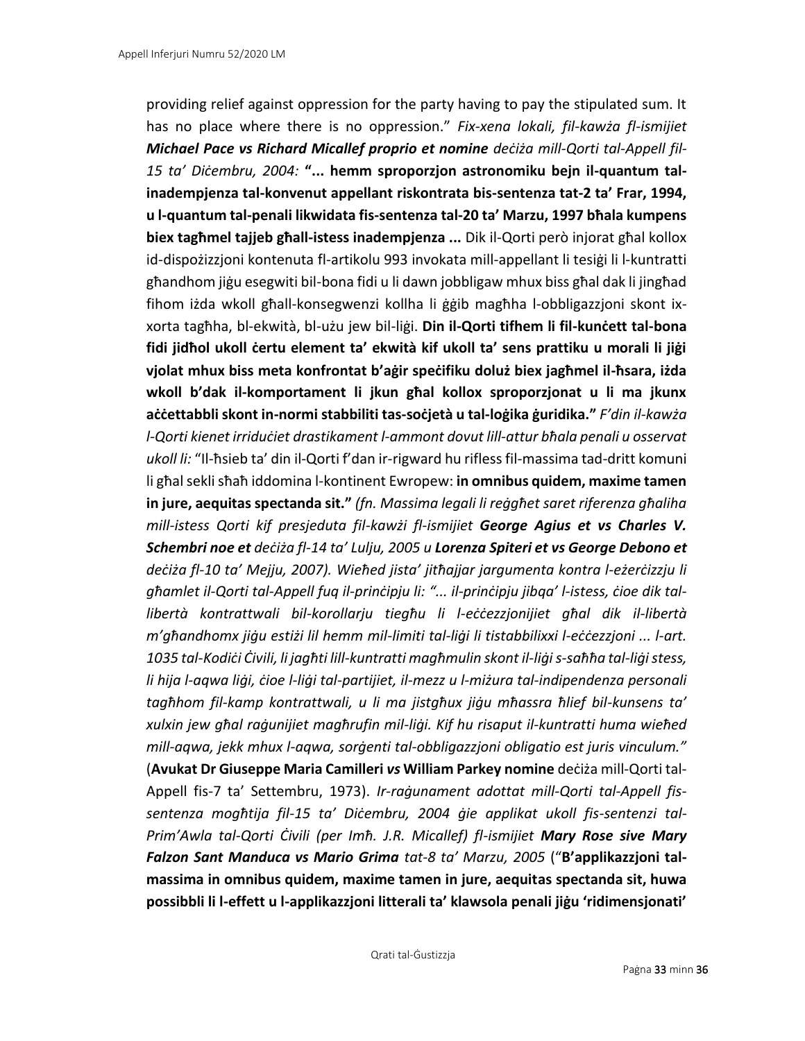providing relief against oppression for the party having to pay the stipulated sum. It has no place where there is no oppression." *Fix-xena lokali, fil-kawża fl-ismijiet **Michael Pace vs Richard Micallef proprio et nomine** deċiża mill-Qorti tal-Appell fil-15 ta' Diċembru, 2004:* **"... hemm sproporzjon astronomiku bejn il-quantum tal-inadempjenza tal-konvenut appellant riskontrata bis-sentenza tat-2 ta' Frar, 1994, u l-quantum tal-penali likwidata fis-sentenza tal-20 ta' Marzu, 1997 bħala kumpens biex tagħmel tajjeb għall-istess inadempjenza ...** Dik il-Qorti però injorat għal kollox id-dispożizzjoni kontenuta fl-artikolu 993 invokata mill-appellant li tesiġi li l-kuntratti għandhom jiġu esegwiti bil-bona fidi u li dawn jobbligaw mhux biss għal dak li jingħad fihom iżda wkoll għall-konsegwenzi kollha li ġġib magħha l-obbligazzjoni skont ix-xorta tagħha, bl-ekwità, bl-użu jew bil-liġi. **Din il-Qorti tifhem li fil-kunċett tal-bona fidi jidħol ukoll ċertu element ta' ekwità kif ukoll ta' sens prattiku u morali li jiġi vjolat mhux biss meta konfrontat b'aġir speċifiku doluż biex jagħmel il-ħsara, iżda wkoll b'dak il-komportament li jkun għal kollox sproporzjonat u li ma jkunx aċċettabbli skont in-normi stabbiliti tas-soċjetà u tal-loġika ġuridika."** *F'din il-kawża l-Qorti kienet irriduċiet drastikament l-ammont dovut lill-attur bħala penali u osservat ukoll li:* "Il-ħsieb ta' din il-Qorti f'dan ir-rigward hu rifless fil-massima tad-dritt komuni li għal sekli sħaħ iddomina l-kontinent Ewropew: **in omnibus quidem, maxime tamen in jure, aequitas spectanda sit."** *(fn. Massima legali li reġgħet saret riferenza għaliha mill-istess Qorti kif presjeduta fil-kawżi fl-ismijiet **George Agius et vs Charles V. Schembri noe et** deċiża fl-14 ta' Lulju, 2005 u **Lorenza Spiteri et vs George Debono et** deċiża fl-10 ta' Mejju, 2007). Wieħed jista' jitħajjar jargumenta kontra l-eżerċizzju li għamlet il-Qorti tal-Appell fuq il-prinċipju li: "... il-prinċipju jibqa' l-istess, ċioe dik tal-libertà kontrattwali bil-korollarju tiegħu li l-eċċezzjonijiet għal dik il-libertà m'għandhomx jiġu estiżi lil hemm mil-limiti tal-liġi li tistabbilixxi l-eċċezzjoni ... l-art. 1035 tal-Kodiċi Ċivili, li jagħti lill-kuntratti magħmulin skont il-liġi s-saħħa tal-liġi stess, li hija l-aqwa liġi, ċioe l-liġi tal-partijiet, il-mezz u l-miżura tal-indipendenza personali tagħhom fil-kamp kontrattwali, u li ma jistgħux jiġu mħassra ħlief bil-kunsens ta' xulxin jew għal raġunijiet magħrufin mil-liġi. Kif hu risaput il-kuntratti huma wieħed mill-aqwa, jekk mhux l-aqwa, sorġenti tal-obbligazzjoni obligatio est juris vinculum."* (**Avukat Dr Giuseppe Maria Camilleri *vs* William Parkey nomine** deċiża mill-Qorti tal-Appell fis-7 ta' Settembru, 1973). *Ir-raġunament adottat mill-Qorti tal-Appell fis-sentenza mogħtija fil-15 ta' Diċembru, 2004 ġie applikat ukoll fis-sentenzi tal-Prim'Awla tal-Qorti Ċivili (per Imħ. J.R. Micallef) fl-ismijiet **Mary Rose sive Mary Falzon Sant Manduca vs Mario Grima** tat-8 ta' Marzu, 2005* ("**B'applikazzjoni tal-massima in omnibus quidem, maxime tamen in jure, aequitas spectanda sit, huwa possibbli li l-effett u l-applikazzjoni litterali ta' klawsola penali jiġu 'ridimensjonati'**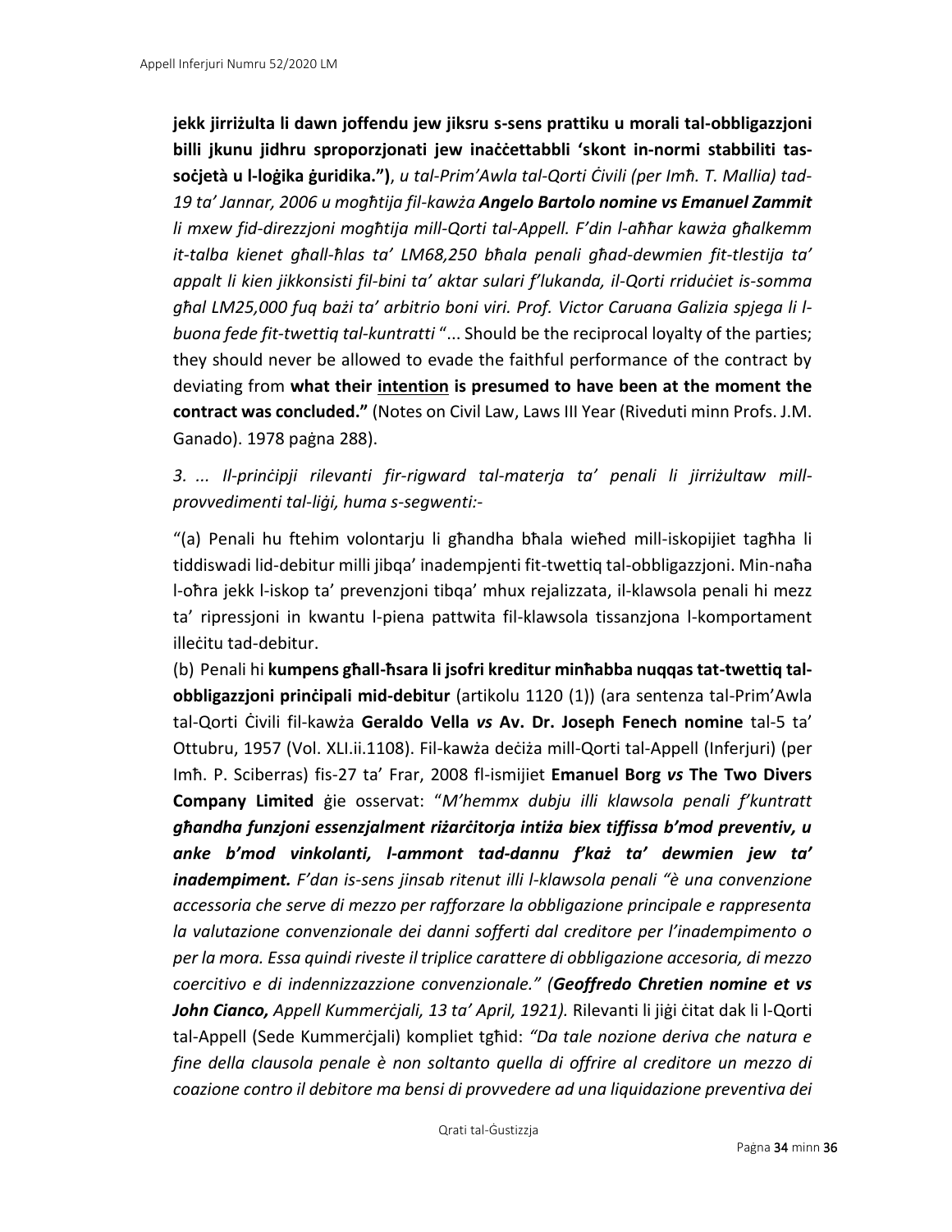**jekk jirriżulta li dawn joffendu jew jiksru s-sens prattiku u morali tal-obbligazzjoni billi jkunu jidhru sproporzjonati jew inaċċettabbli 'skont in-normi stabbiliti tas-soċjetà u l-loġika ġuridika.")**, *u tal-Prim'Awla tal-Qorti Ċivili (per Imħ. T. Mallia) tad-19 ta' Jannar, 2006 u mogħtija fil-kawża **Angelo Bartolo nomine vs Emanuel Zammit** li mxew fid-direzzjoni mogħtija mill-Qorti tal-Appell. F'din l-aħħar kawża għalkemm it-talba kienet għall-ħlas ta' LM68,250 bħala penali għad-dewmien fit-tlestija ta' appalt li kien jikkonsisti fil-bini ta' aktar sulari f'lukanda, il-Qorti rriduċiet is-somma għal LM25,000 fuq bażi ta' arbitrio boni viri. Prof. Victor Caruana Galizia spjega li l-buona fede fit-twettiq tal-kuntratti* "... Should be the reciprocal loyalty of the parties; they should never be allowed to evade the faithful performance of the contract by deviating from **what their <u>intention</u> is presumed to have been at the moment the contract was concluded."** (Notes on Civil Law, Laws III Year (Riveduti minn Profs. J.M. Ganado). 1978 paġna 288).

*3. ... Il-prinċipji rilevanti fir-rigward tal-materja ta' penali li jirriżultaw mill-provvedimenti tal-liġi, huma s-segwenti:-*

"(a) Penali hu ftehim volontarju li għandha bħala wieħed mill-iskopijiet tagħha li tiddiswadi lid-debitur milli jibqa' inadempjenti fit-twettiq tal-obbligazzjoni. Min-naħa l-oħra jekk l-iskop ta' prevenzjoni tibqa' mhux rejalizzata, il-klawsola penali hi mezz ta' ripressjoni in kwantu l-piena pattwita fil-klawsola tissanzjona l-komportament illeċitu tad-debitur.

(b) Penali hi **kumpens għall-ħsara li jsofri kreditur minħabba nuqqas tat-twettiq tal-obbligazzjoni prinċipali mid-debitur** (artikolu 1120 (1)) (ara sentenza tal-Prim'Awla tal-Qorti Ċivili fil-kawża **Geraldo Vella** *vs* **Av. Dr. Joseph Fenech nomine** tal-5 ta' Ottubru, 1957 (Vol. XLI.ii.1108). Fil-kawża deċiża mill-Qorti tal-Appell (Inferjuri) (per Imħ. P. Sciberras) fis-27 ta' Frar, 2008 fl-ismijiet **Emanuel Borg** *vs* **The Two Divers Company Limited** ġie osservat: "*M'hemmx dubju illi klawsola penali f'kuntratt **għandha funzjoni essenzjalment riżarċitorja intiża biex tiffissa b'mod preventiv, u anke b'mod vinkolanti, l-ammont tad-dannu f'każ ta' dewmien jew ta' inadempiment.** F'dan is-sens jinsab ritenut illi l-klawsola penali "è una convenzione accessoria che serve di mezzo per rafforzare la obbligazione principale e rappresenta la valutazione convenzionale dei danni sofferti dal creditore per l'inadempimento o per la mora. Essa quindi riveste il triplice carattere di obbligazione accesoria, di mezzo coercitivo e di indennizzazione convenzionale." (**Geoffredo Chretien nomine et vs John Cianco,** Appell Kummerċjali, 13 ta' April, 1921).* Rilevanti li jiġi ċitat dak li l-Qorti tal-Appell (Sede Kummerċjali) kompliet tgħid: *"Da tale nozione deriva che natura e fine della clausola penale è non soltanto quella di offrire al creditore un mezzo di coazione contro il debitore ma bensi di provvedere ad una liquidazione preventiva dei*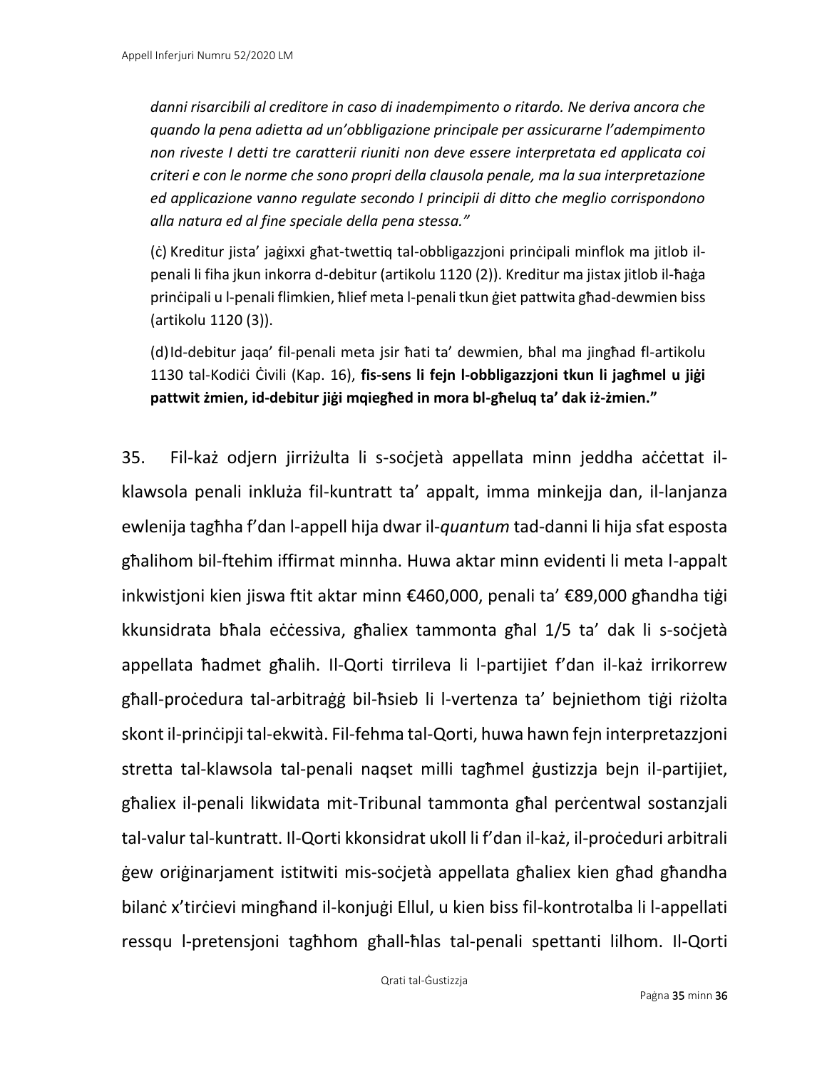*danni risarcibili al creditore in caso di inadempimento o ritardo. Ne deriva ancora che quando la pena adietta ad un'obbligazione principale per assicurarne l'adempimento non riveste I detti tre caratterii riuniti non deve essere interpretata ed applicata coi criteri e con le norme che sono propri della clausola penale, ma la sua interpretazione ed applicazione vanno regulate secondo I principii di ditto che meglio corrispondono alla natura ed al fine speciale della pena stessa."*

(ċ) Kreditur jista' jaġixxi għat-twettiq tal-obbligazzjoni prinċipali minflok ma jitlob il-penali li fiha jkun inkorra d-debitur (artikolu 1120 (2)). Kreditur ma jistax jitlob il-ħaġa prinċipali u l-penali flimkien, ħlief meta l-penali tkun ġiet pattwita għad-dewmien biss (artikolu 1120 (3)).

(d) Id-debitur jaqa' fil-penali meta jsir ħati ta' dewmien, bħal ma jingħad fl-artikolu 1130 tal-Kodiċi Ċivili (Kap. 16), **fis-sens li fejn l-obbligazzjoni tkun li jagħmel u jiġi pattwit żmien, id-debitur jiġi mqiegħed in mora bl-għeluq ta' dak iż-żmien."**

35. Fil-każ odjern jirriżulta li s-soċjetà appellata minn jeddha aċċettat il-klawsola penali inkluża fil-kuntratt ta' appalt, imma minkejja dan, il-lanjanza ewlenija tagħha f'dan l-appell hija dwar il-*quantum* tad-danni li hija sfat esposta għalihom bil-ftehim iffirmat minnha. Huwa aktar minn evidenti li meta l-appalt inkwistjoni kien jiswa ftit aktar minn €460,000, penali ta' €89,000 għandha tiġi kkunsidrata bħala eċċessiva, għaliex tammonta għal 1/5 ta' dak li s-soċjetà appellata ħadmet għalih. Il-Qorti tirrileva li l-partijiet f'dan il-każ irrikorrew għall-proċedura tal-arbitraġġ bil-ħsieb li l-vertenza ta' bejniethom tiġi riżolta skont il-prinċipji tal-ekwità. Fil-fehma tal-Qorti, huwa hawn fejn interpretazzjoni stretta tal-klawsola tal-penali naqset milli tagħmel ġustizzja bejn il-partijiet, għaliex il-penali likwidata mit-Tribunal tammonta għal perċentwal sostanzjali tal-valur tal-kuntratt. Il-Qorti kkonsidrat ukoll li f'dan il-każ, il-proċeduri arbitrali ġew oriġinarjament istitwiti mis-soċjetà appellata għaliex kien għad għandha bilanċ x'tirċievi mingħand il-konjuġi Ellul, u kien biss fil-kontrotalba li l-appellati ressqu l-pretensjoni tagħhom għall-ħlas tal-penali spettanti lilhom. Il-Qorti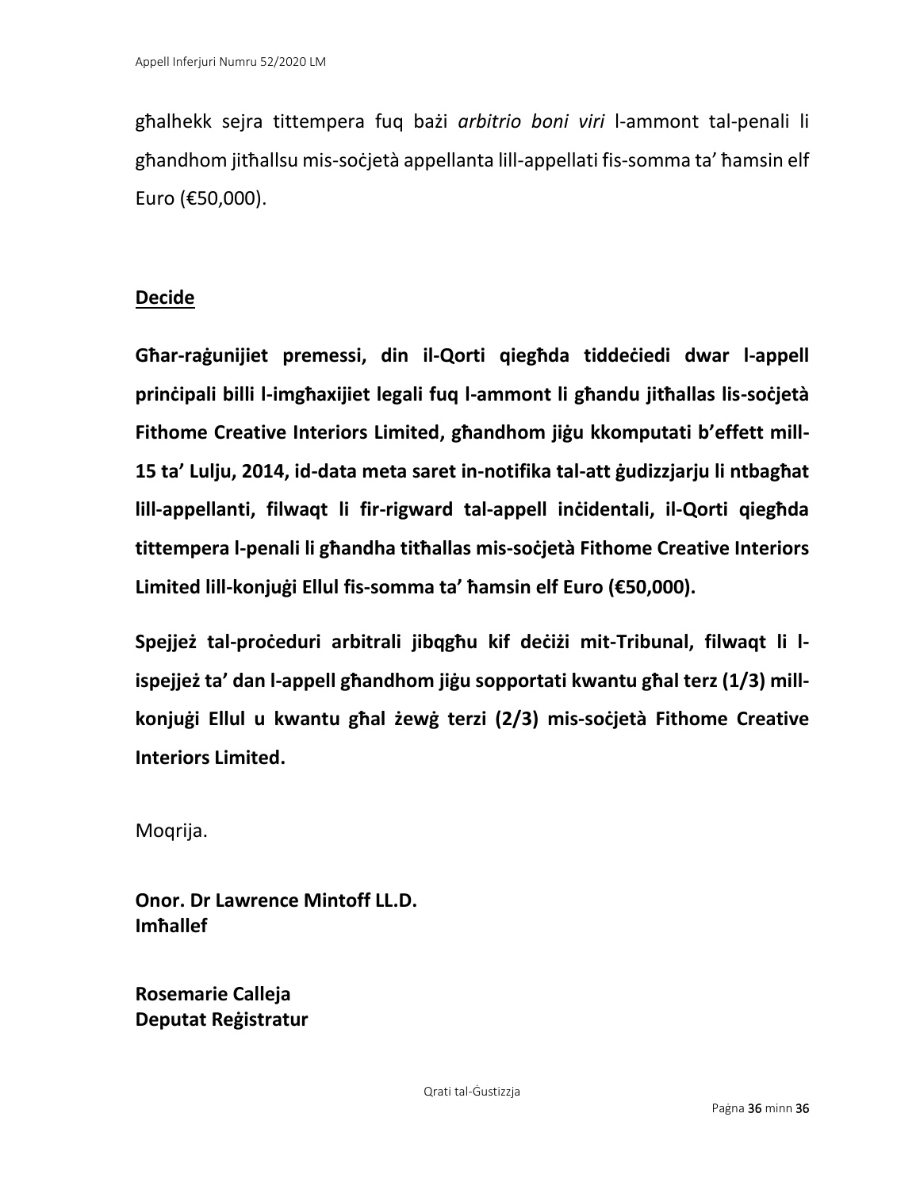għalhekk sejra tittempera fuq bażi *arbitrio boni viri* l-ammont tal-penali li għandhom jitħallsu mis-soċjetà appellanta lill-appellati fis-somma ta' ħamsin elf Euro (€50,000).

## Decide

**Għar-raġunijiet premessi, din il-Qorti qiegħda tiddeċiedi dwar l-appell prinċipali billi l-imgħaxijiet legali fuq l-ammont li għandu jitħallas lis-soċjetà Fithome Creative Interiors Limited, għandhom jiġu kkomputati b'effett mill-15 ta' Lulju, 2014, id-data meta saret in-notifika tal-att ġudizzjarju li ntbagħat lill-appellanti, filwaqt li fir-rigward tal-appell inċidentali, il-Qorti qiegħda tittempera l-penali li għandha titħallas mis-soċjetà Fithome Creative Interiors Limited lill-konjuġi Ellul fis-somma ta' ħamsin elf Euro (€50,000).**

**Spejjeż tal-proċeduri arbitrali jibqgħu kif deċiżi mit-Tribunal, filwaqt li l-ispejjeż ta' dan l-appell għandhom jiġu sopportati kwantu għal terz (1/3) mill-konjuġi Ellul u kwantu għal żewġ terzi (2/3) mis-soċjetà Fithome Creative Interiors Limited.**

Moqrija.

**Onor. Dr Lawrence Mintoff LL.D.**
**Imħallef**

**Rosemarie Calleja**
**Deputat Reġistratur**